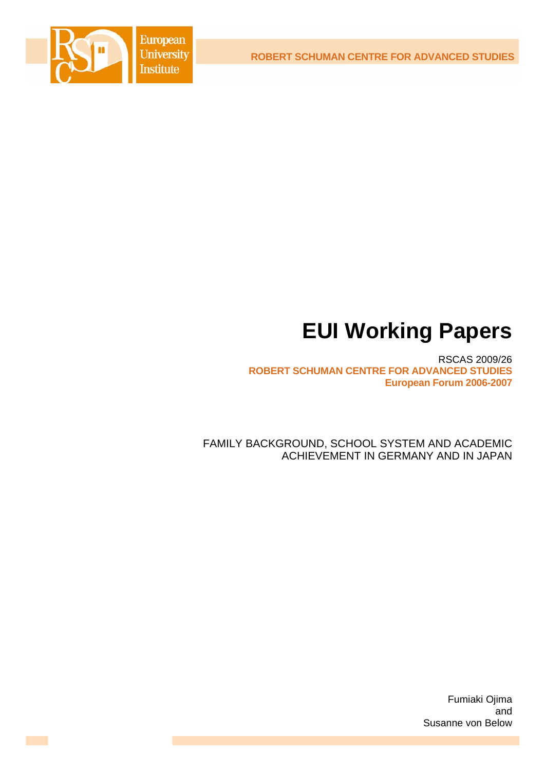European University Institute

ROBERT SCHUMAN CENTRE FOR ADVANCED STUDIES

# EUI Working Papers

RSCAS 2009/26

**ROBERT SCHUMAN CENTRE FOR ADVANCED STUDIES**

**European Forum 2006-2007**

FAMILY BACKGROUND, SCHOOL SYSTEM AND ACADEMIC ACHIEVEMENT IN GERMANY AND IN JAPAN

Fumiaki Ojima
and
Susanne von Below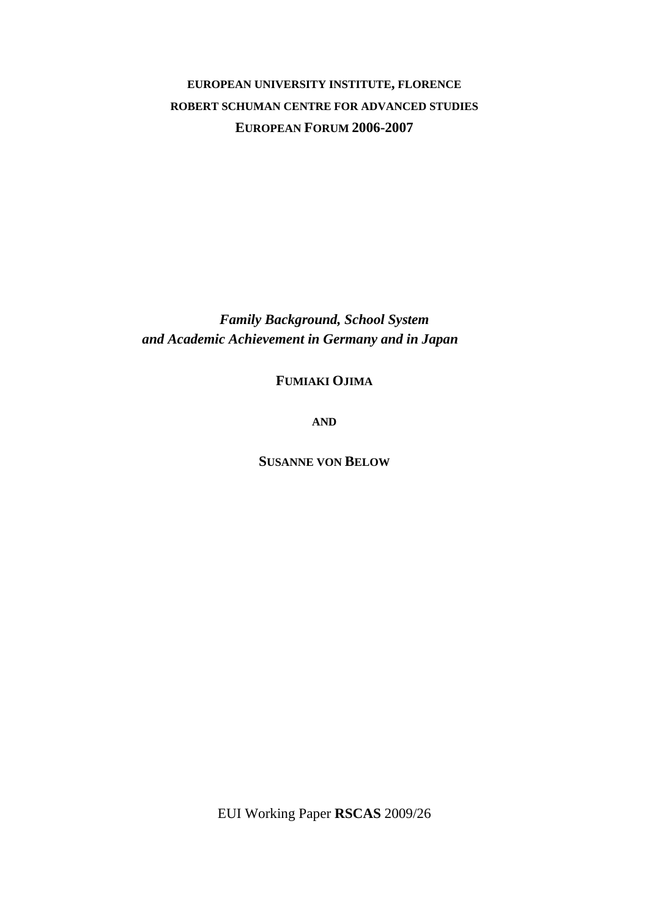**EUROPEAN UNIVERSITY INSTITUTE, FLORENCE**

**ROBERT SCHUMAN CENTRE FOR ADVANCED STUDIES**

**EUROPEAN FORUM 2006-2007**

# *Family Background, School System and Academic Achievement in Germany and in Japan*

**FUMIAKI OJIMA**

**AND**

**SUSANNE VON BELOW**

EUI Working Paper **RSCAS** 2009/26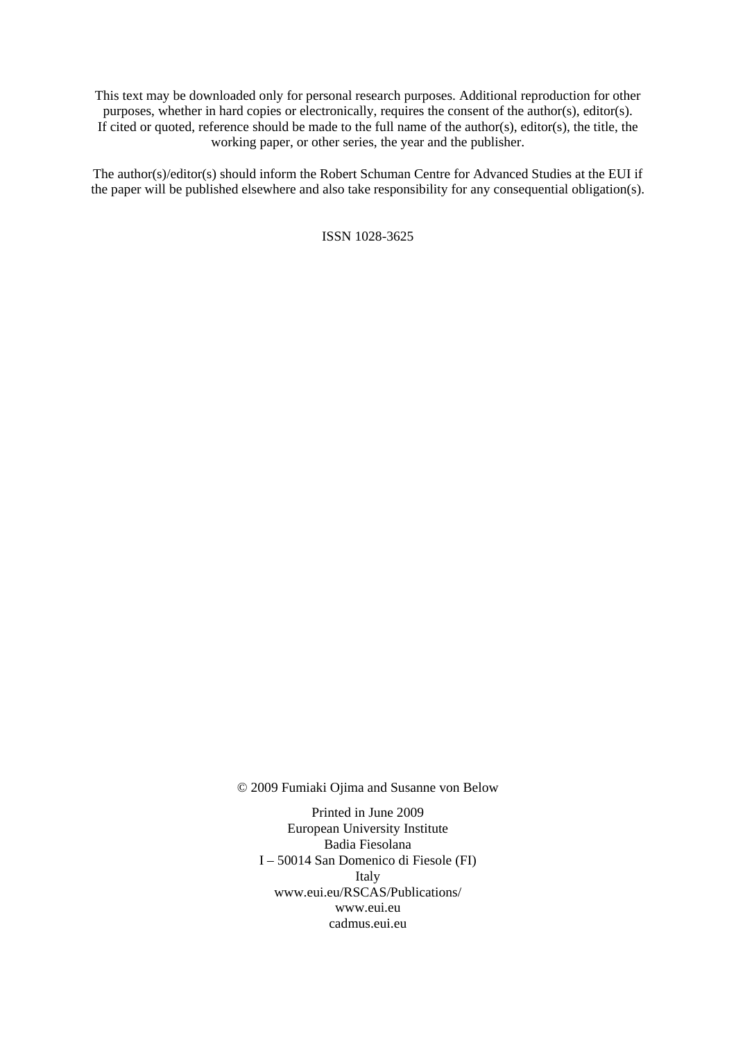This text may be downloaded only for personal research purposes. Additional reproduction for other purposes, whether in hard copies or electronically, requires the consent of the author(s), editor(s). If cited or quoted, reference should be made to the full name of the author(s), editor(s), the title, the working paper, or other series, the year and the publisher.

The author(s)/editor(s) should inform the Robert Schuman Centre for Advanced Studies at the EUI if the paper will be published elsewhere and also take responsibility for any consequential obligation(s).

ISSN 1028-3625

© 2009 Fumiaki Ojima and Susanne von Below

Printed in June 2009
European University Institute
Badia Fiesolana
I – 50014 San Domenico di Fiesole (FI)
Italy
www.eui.eu/RSCAS/Publications/
www.eui.eu
cadmus.eui.eu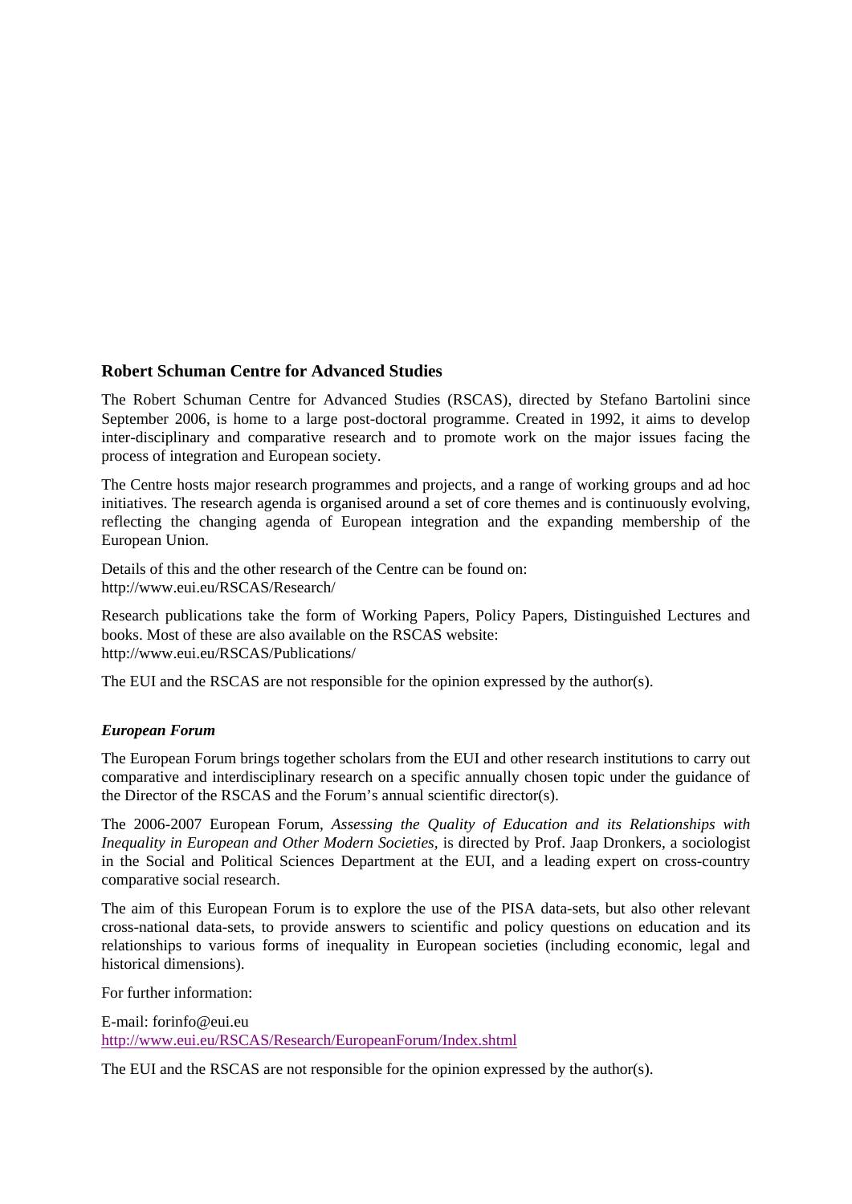## Robert Schuman Centre for Advanced Studies

The Robert Schuman Centre for Advanced Studies (RSCAS), directed by Stefano Bartolini since September 2006, is home to a large post-doctoral programme. Created in 1992, it aims to develop inter-disciplinary and comparative research and to promote work on the major issues facing the process of integration and European society.

The Centre hosts major research programmes and projects, and a range of working groups and ad hoc initiatives. The research agenda is organised around a set of core themes and is continuously evolving, reflecting the changing agenda of European integration and the expanding membership of the European Union.

Details of this and the other research of the Centre can be found on:
http://www.eui.eu/RSCAS/Research/

Research publications take the form of Working Papers, Policy Papers, Distinguished Lectures and books. Most of these are also available on the RSCAS website:
http://www.eui.eu/RSCAS/Publications/

The EUI and the RSCAS are not responsible for the opinion expressed by the author(s).

### *European Forum*

The European Forum brings together scholars from the EUI and other research institutions to carry out comparative and interdisciplinary research on a specific annually chosen topic under the guidance of the Director of the RSCAS and the Forum's annual scientific director(s).

The 2006-2007 European Forum, *Assessing the Quality of Education and its Relationships with Inequality in European and Other Modern Societies,* is directed by Prof. Jaap Dronkers, a sociologist in the Social and Political Sciences Department at the EUI, and a leading expert on cross-country comparative social research.

The aim of this European Forum is to explore the use of the PISA data-sets, but also other relevant cross-national data-sets, to provide answers to scientific and policy questions on education and its relationships to various forms of inequality in European societies (including economic, legal and historical dimensions).

For further information:

E-mail: forinfo@eui.eu
http://www.eui.eu/RSCAS/Research/EuropeanForum/Index.shtml

The EUI and the RSCAS are not responsible for the opinion expressed by the author(s).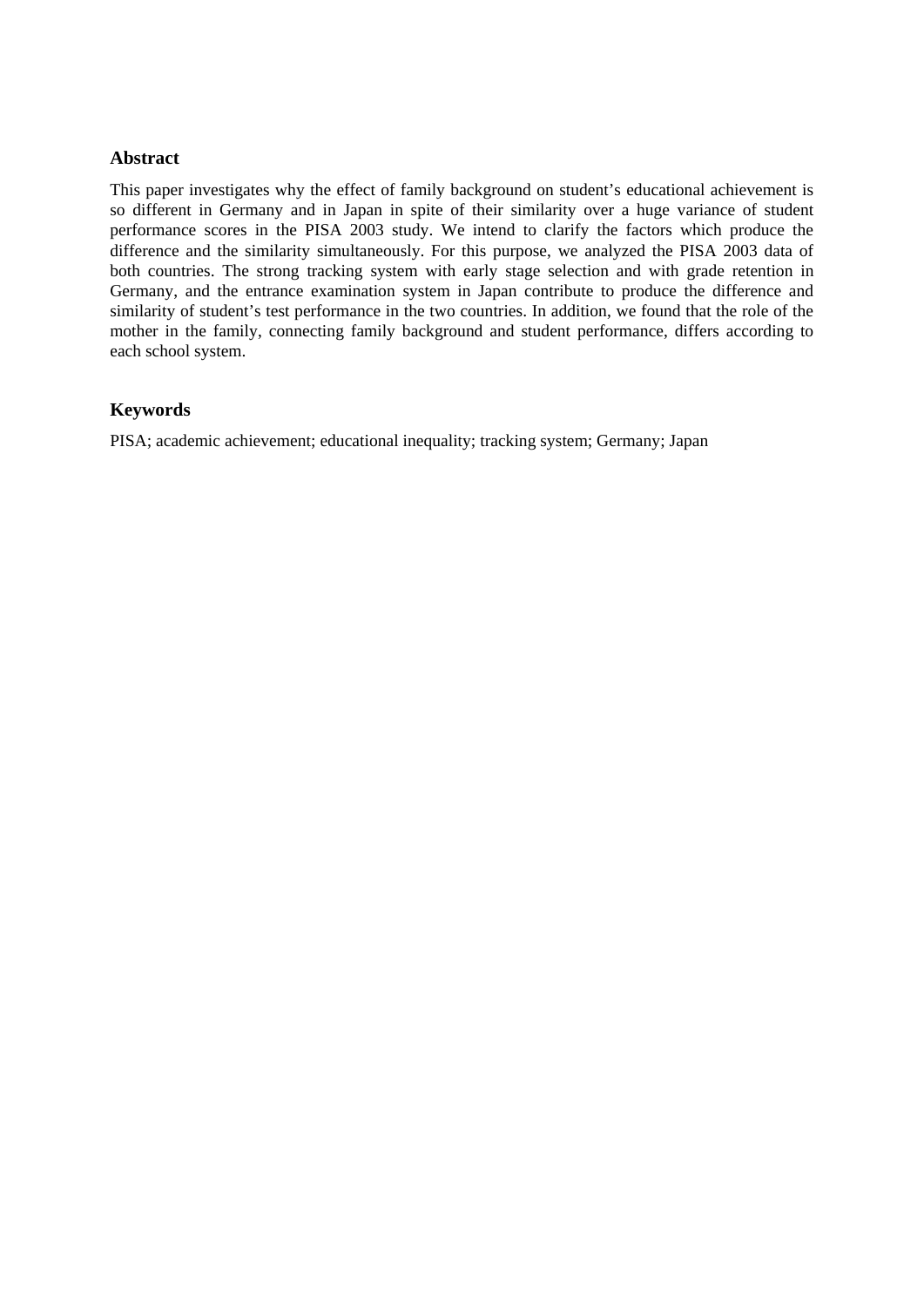## Abstract

This paper investigates why the effect of family background on student's educational achievement is so different in Germany and in Japan in spite of their similarity over a huge variance of student performance scores in the PISA 2003 study. We intend to clarify the factors which produce the difference and the similarity simultaneously. For this purpose, we analyzed the PISA 2003 data of both countries. The strong tracking system with early stage selection and with grade retention in Germany, and the entrance examination system in Japan contribute to produce the difference and similarity of student's test performance in the two countries. In addition, we found that the role of the mother in the family, connecting family background and student performance, differs according to each school system.

## Keywords

PISA; academic achievement; educational inequality; tracking system; Germany; Japan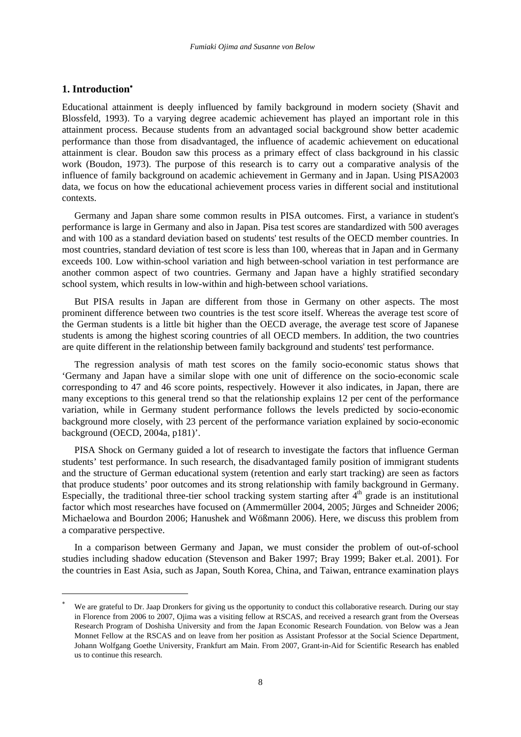## 1. Introduction*

Educational attainment is deeply influenced by family background in modern society (Shavit and Blossfeld, 1993). To a varying degree academic achievement has played an important role in this attainment process. Because students from an advantaged social background show better academic performance than those from disadvantaged, the influence of academic achievement on educational attainment is clear. Boudon saw this process as a primary effect of class background in his classic work (Boudon, 1973). The purpose of this research is to carry out a comparative analysis of the influence of family background on academic achievement in Germany and in Japan. Using PISA2003 data, we focus on how the educational achievement process varies in different social and institutional contexts.

Germany and Japan share some common results in PISA outcomes. First, a variance in student's performance is large in Germany and also in Japan. Pisa test scores are standardized with 500 averages and with 100 as a standard deviation based on students' test results of the OECD member countries. In most countries, standard deviation of test score is less than 100, whereas that in Japan and in Germany exceeds 100. Low within-school variation and high between-school variation in test performance are another common aspect of two countries. Germany and Japan have a highly stratified secondary school system, which results in low-within and high-between school variations.

But PISA results in Japan are different from those in Germany on other aspects. The most prominent difference between two countries is the test score itself. Whereas the average test score of the German students is a little bit higher than the OECD average, the average test score of Japanese students is among the highest scoring countries of all OECD members. In addition, the two countries are quite different in the relationship between family background and students' test performance.

The regression analysis of math test scores on the family socio-economic status shows that 'Germany and Japan have a similar slope with one unit of difference on the socio-economic scale corresponding to 47 and 46 score points, respectively. However it also indicates, in Japan, there are many exceptions to this general trend so that the relationship explains 12 per cent of the performance variation, while in Germany student performance follows the levels predicted by socio-economic background more closely, with 23 percent of the performance variation explained by socio-economic background (OECD, 2004a, p181)'.

PISA Shock on Germany guided a lot of research to investigate the factors that influence German students' test performance. In such research, the disadvantaged family position of immigrant students and the structure of German educational system (retention and early start tracking) are seen as factors that produce students' poor outcomes and its strong relationship with family background in Germany. Especially, the traditional three-tier school tracking system starting after 4th grade is an institutional factor which most researches have focused on (Ammermüller 2004, 2005; Jürges and Schneider 2006; Michaelowa and Bourdon 2006; Hanushek and Wößmann 2006). Here, we discuss this problem from a comparative perspective.

In a comparison between Germany and Japan, we must consider the problem of out-of-school studies including shadow education (Stevenson and Baker 1997; Bray 1999; Baker et.al. 2001). For the countries in East Asia, such as Japan, South Korea, China, and Taiwan, entrance examination plays

---

* We are grateful to Dr. Jaap Dronkers for giving us the opportunity to conduct this collaborative research. During our stay in Florence from 2006 to 2007, Ojima was a visiting fellow at RSCAS, and received a research grant from the Overseas Research Program of Doshisha University and from the Japan Economic Research Foundation. von Below was a Jean Monnet Fellow at the RSCAS and on leave from her position as Assistant Professor at the Social Science Department, Johann Wolfgang Goethe University, Frankfurt am Main. From 2007, Grant-in-Aid for Scientific Research has enabled us to continue this research.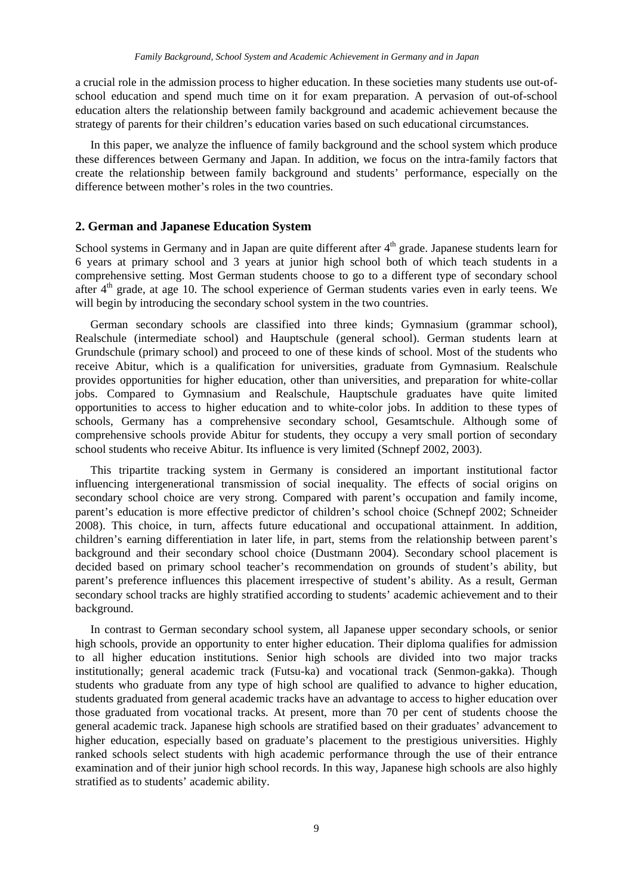a crucial role in the admission process to higher education. In these societies many students use out-of-school education and spend much time on it for exam preparation. A pervasion of out-of-school education alters the relationship between family background and academic achievement because the strategy of parents for their children's education varies based on such educational circumstances.

In this paper, we analyze the influence of family background and the school system which produce these differences between Germany and Japan. In addition, we focus on the intra-family factors that create the relationship between family background and students' performance, especially on the difference between mother's roles in the two countries.

## 2. German and Japanese Education System

School systems in Germany and in Japan are quite different after 4th grade. Japanese students learn for 6 years at primary school and 3 years at junior high school both of which teach students in a comprehensive setting. Most German students choose to go to a different type of secondary school after 4th grade, at age 10. The school experience of German students varies even in early teens. We will begin by introducing the secondary school system in the two countries.

German secondary schools are classified into three kinds; Gymnasium (grammar school), Realschule (intermediate school) and Hauptschule (general school). German students learn at Grundschule (primary school) and proceed to one of these kinds of school. Most of the students who receive Abitur, which is a qualification for universities, graduate from Gymnasium. Realschule provides opportunities for higher education, other than universities, and preparation for white-collar jobs. Compared to Gymnasium and Realschule, Hauptschule graduates have quite limited opportunities to access to higher education and to white-color jobs. In addition to these types of schools, Germany has a comprehensive secondary school, Gesamtschule. Although some of comprehensive schools provide Abitur for students, they occupy a very small portion of secondary school students who receive Abitur. Its influence is very limited (Schnepf 2002, 2003).

This tripartite tracking system in Germany is considered an important institutional factor influencing intergenerational transmission of social inequality. The effects of social origins on secondary school choice are very strong. Compared with parent's occupation and family income, parent's education is more effective predictor of children's school choice (Schnepf 2002; Schneider 2008). This choice, in turn, affects future educational and occupational attainment. In addition, children's earning differentiation in later life, in part, stems from the relationship between parent's background and their secondary school choice (Dustmann 2004). Secondary school placement is decided based on primary school teacher's recommendation on grounds of student's ability, but parent's preference influences this placement irrespective of student's ability. As a result, German secondary school tracks are highly stratified according to students' academic achievement and to their background.

In contrast to German secondary school system, all Japanese upper secondary schools, or senior high schools, provide an opportunity to enter higher education. Their diploma qualifies for admission to all higher education institutions. Senior high schools are divided into two major tracks institutionally; general academic track (Futsu-ka) and vocational track (Senmon-gakka). Though students who graduate from any type of high school are qualified to advance to higher education, students graduated from general academic tracks have an advantage to access to higher education over those graduated from vocational tracks. At present, more than 70 per cent of students choose the general academic track. Japanese high schools are stratified based on their graduates' advancement to higher education, especially based on graduate's placement to the prestigious universities. Highly ranked schools select students with high academic performance through the use of their entrance examination and of their junior high school records. In this way, Japanese high schools are also highly stratified as to students' academic ability.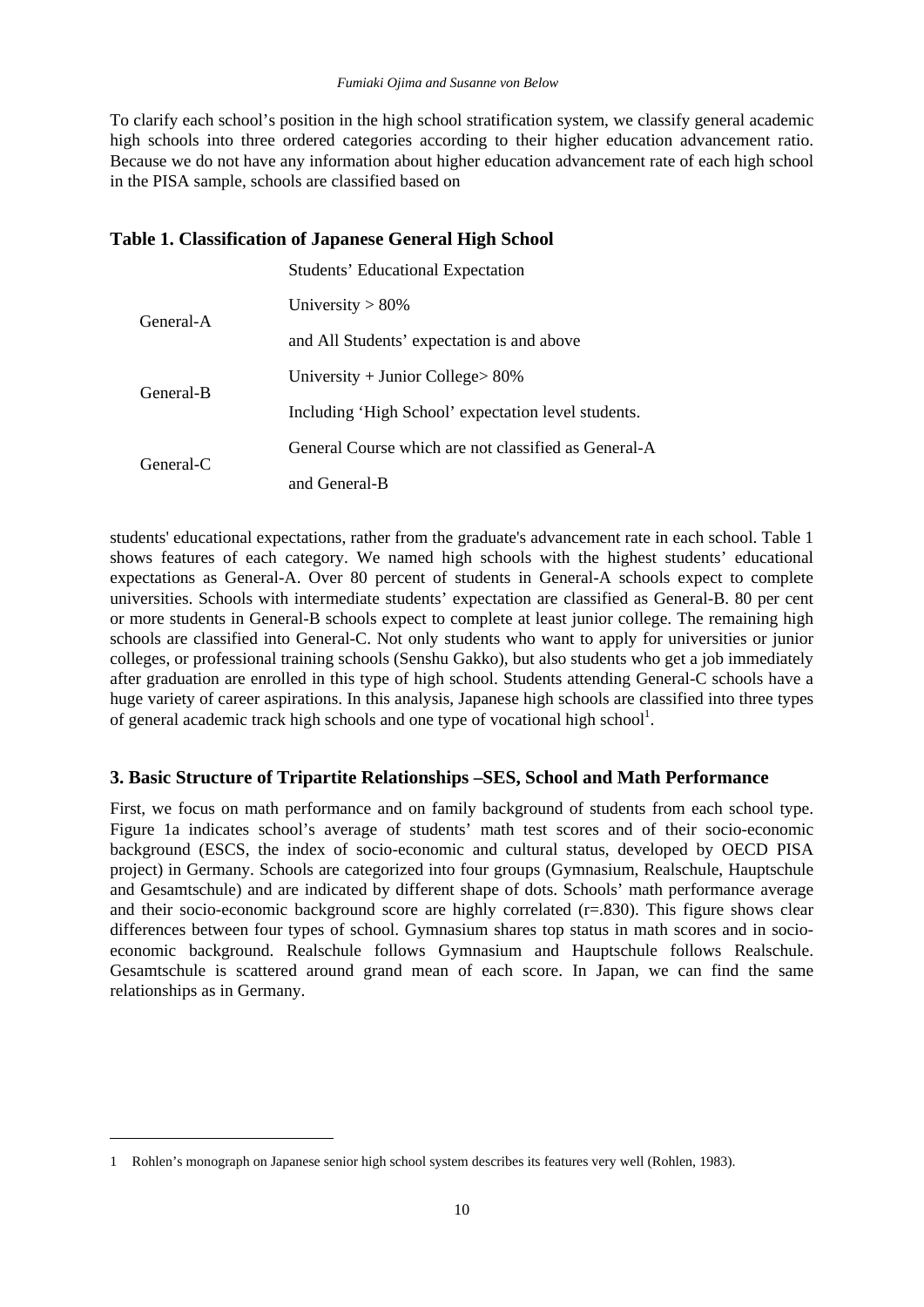To clarify each school's position in the high school stratification system, we classify general academic high schools into three ordered categories according to their higher education advancement ratio. Because we do not have any information about higher education advancement rate of each high school in the PISA sample, schools are classified based on

**Table 1. Classification of Japanese General High School**

| | Students' Educational Expectation |
|---|---|
| General-A | University > 80% and All Students' expectation is and above |
| General-B | University + Junior College> 80% Including 'High School' expectation level students. |
| General-C | General Course which are not classified as General-A and General-B |

students' educational expectations, rather from the graduate's advancement rate in each school. Table 1 shows features of each category. We named high schools with the highest students' educational expectations as General-A. Over 80 percent of students in General-A schools expect to complete universities. Schools with intermediate students' expectation are classified as General-B. 80 per cent or more students in General-B schools expect to complete at least junior college. The remaining high schools are classified into General-C. Not only students who want to apply for universities or junior colleges, or professional training schools (Senshu Gakko), but also students who get a job immediately after graduation are enrolled in this type of high school. Students attending General-C schools have a huge variety of career aspirations. In this analysis, Japanese high schools are classified into three types of general academic track high schools and one type of vocational high school[1].

## 3. Basic Structure of Tripartite Relationships –SES, School and Math Performance

First, we focus on math performance and on family background of students from each school type. Figure 1a indicates school's average of students' math test scores and of their socio-economic background (ESCS, the index of socio-economic and cultural status, developed by OECD PISA project) in Germany. Schools are categorized into four groups (Gymnasium, Realschule, Hauptschule and Gesamtschule) and are indicated by different shape of dots. Schools' math performance average and their socio-economic background score are highly correlated (r=.830). This figure shows clear differences between four types of school. Gymnasium shares top status in math scores and in socio-economic background. Realschule follows Gymnasium and Hauptschule follows Realschule. Gesamtschule is scattered around grand mean of each score. In Japan, we can find the same relationships as in Germany.

---

1 Rohlen's monograph on Japanese senior high school system describes its features very well (Rohlen, 1983).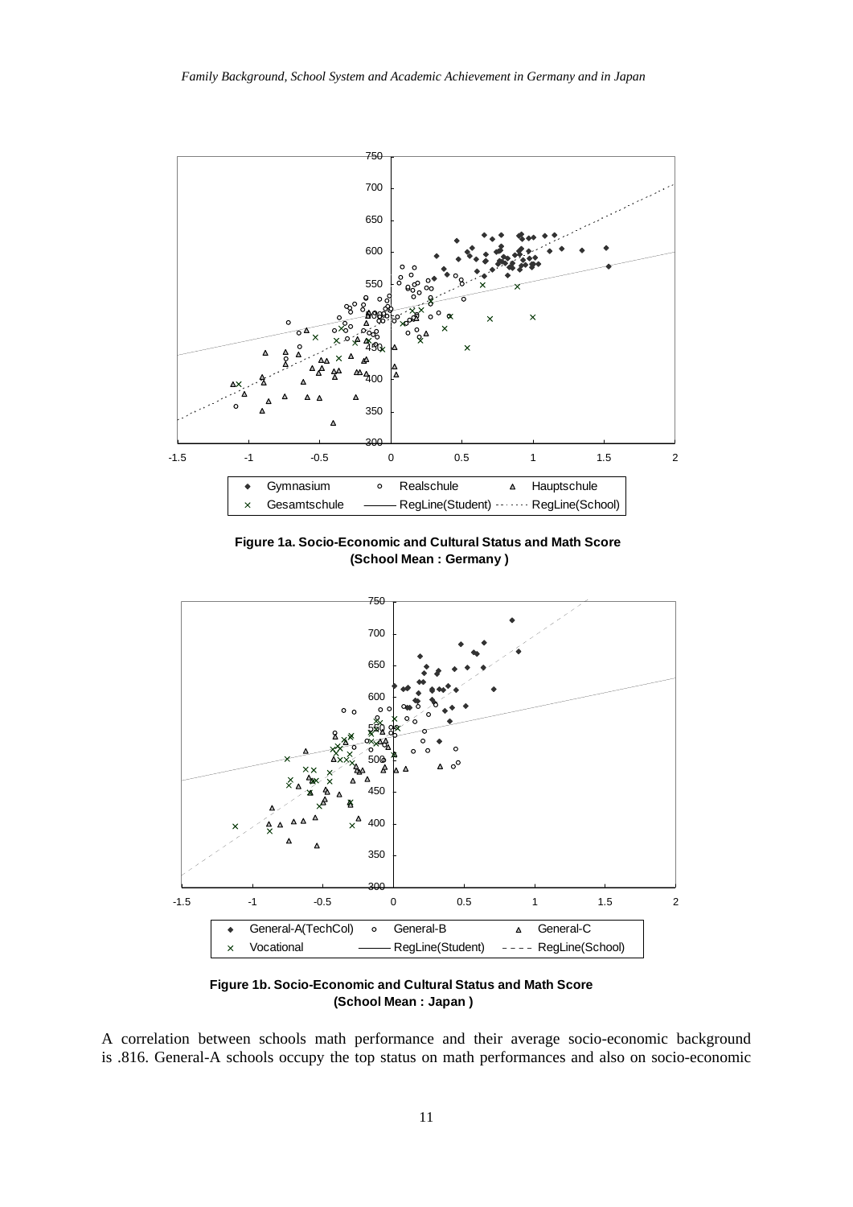**Figure 1a. Socio-Economic and Cultural Status and Math Score (School Mean : Germany )**

**Figure 1b. Socio-Economic and Cultural Status and Math Score (School Mean : Japan )**

A correlation between schools math performance and their average socio-economic background is .816. General-A schools occupy the top status on math performances and also on socio-economic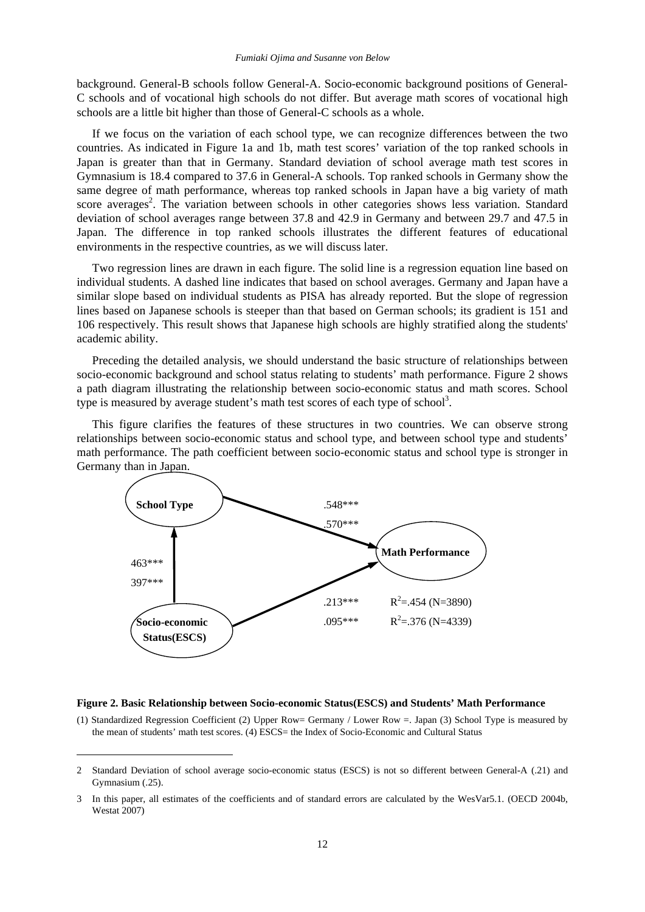background. General-B schools follow General-A. Socio-economic background positions of General-C schools and of vocational high schools do not differ. But average math scores of vocational high schools are a little bit higher than those of General-C schools as a whole.

If we focus on the variation of each school type, we can recognize differences between the two countries. As indicated in Figure 1a and 1b, math test scores' variation of the top ranked schools in Japan is greater than that in Germany. Standard deviation of school average math test scores in Gymnasium is 18.4 compared to 37.6 in General-A schools. Top ranked schools in Germany show the same degree of math performance, whereas top ranked schools in Japan have a big variety of math score averages[2]. The variation between schools in other categories shows less variation. Standard deviation of school averages range between 37.8 and 42.9 in Germany and between 29.7 and 47.5 in Japan. The difference in top ranked schools illustrates the different features of educational environments in the respective countries, as we will discuss later.

Two regression lines are drawn in each figure. The solid line is a regression equation line based on individual students. A dashed line indicates that based on school averages. Germany and Japan have a similar slope based on individual students as PISA has already reported. But the slope of regression lines based on Japanese schools is steeper than that based on German schools; its gradient is 151 and 106 respectively. This result shows that Japanese high schools are highly stratified along the students' academic ability.

Preceding the detailed analysis, we should understand the basic structure of relationships between socio-economic background and school status relating to students' math performance. Figure 2 shows a path diagram illustrating the relationship between socio-economic status and math scores. School type is measured by average student's math test scores of each type of school[3].

This figure clarifies the features of these structures in two countries. We can observe strong relationships between socio-economic status and school type, and between school type and students' math performance. The path coefficient between socio-economic status and school type is stronger in Germany than in Japan.

School Type → Math Performance: .548*** / .570***

Socio-economic Status(ESCS) → School Type: 463*** / 397***

Socio-economic Status(ESCS) → Math Performance: .213*** / .095***

$R^2$=.454 (N=3890)

$R^2$=.376 (N=4339)

**Figure 2. Basic Relationship between Socio-economic Status(ESCS) and Students' Math Performance**

(1) Standardized Regression Coefficient (2) Upper Row= Germany / Lower Row =. Japan (3) School Type is measured by the mean of students' math test scores. (4) ESCS= the Index of Socio-Economic and Cultural Status

---

2 Standard Deviation of school average socio-economic status (ESCS) is not so different between General-A (.21) and Gymnasium (.25).

3 In this paper, all estimates of the coefficients and of standard errors are calculated by the WesVar5.1. (OECD 2004b, Westat 2007)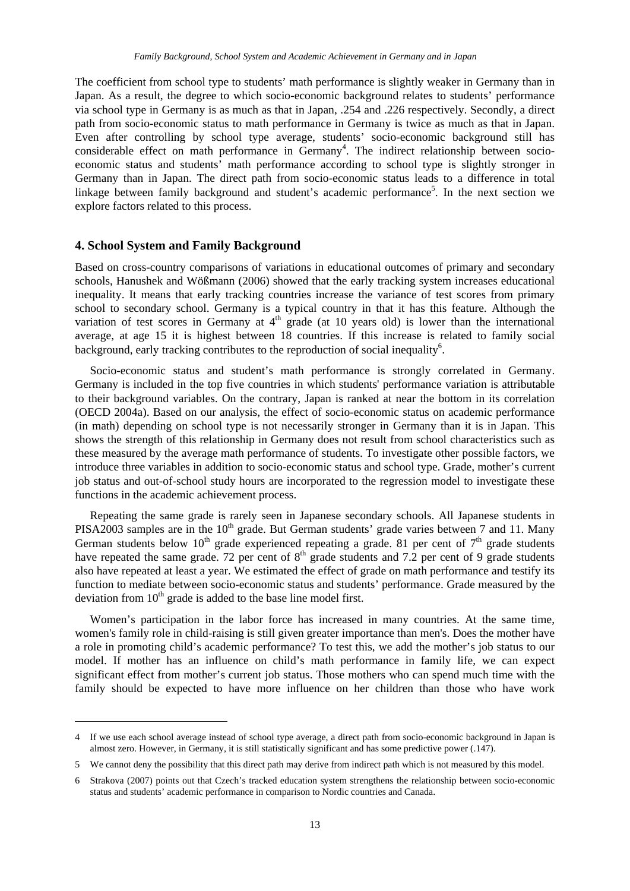The coefficient from school type to students' math performance is slightly weaker in Germany than in Japan. As a result, the degree to which socio-economic background relates to students' performance via school type in Germany is as much as that in Japan, .254 and .226 respectively. Secondly, a direct path from socio-economic status to math performance in Germany is twice as much as that in Japan. Even after controlling by school type average, students' socio-economic background still has considerable effect on math performance in Germany[4]. The indirect relationship between socio-economic status and students' math performance according to school type is slightly stronger in Germany than in Japan. The direct path from socio-economic status leads to a difference in total linkage between family background and student's academic performance[5]. In the next section we explore factors related to this process.

## 4. School System and Family Background

Based on cross-country comparisons of variations in educational outcomes of primary and secondary schools, Hanushek and Wößmann (2006) showed that the early tracking system increases educational inequality. It means that early tracking countries increase the variance of test scores from primary school to secondary school. Germany is a typical country in that it has this feature. Although the variation of test scores in Germany at 4th grade (at 10 years old) is lower than the international average, at age 15 it is highest between 18 countries. If this increase is related to family social background, early tracking contributes to the reproduction of social inequality[6].

Socio-economic status and student's math performance is strongly correlated in Germany. Germany is included in the top five countries in which students' performance variation is attributable to their background variables. On the contrary, Japan is ranked at near the bottom in its correlation (OECD 2004a). Based on our analysis, the effect of socio-economic status on academic performance (in math) depending on school type is not necessarily stronger in Germany than it is in Japan. This shows the strength of this relationship in Germany does not result from school characteristics such as these measured by the average math performance of students. To investigate other possible factors, we introduce three variables in addition to socio-economic status and school type. Grade, mother's current job status and out-of-school study hours are incorporated to the regression model to investigate these functions in the academic achievement process.

Repeating the same grade is rarely seen in Japanese secondary schools. All Japanese students in PISA2003 samples are in the 10th grade. But German students' grade varies between 7 and 11. Many German students below 10th grade experienced repeating a grade. 81 per cent of 7th grade students have repeated the same grade. 72 per cent of 8th grade students and 7.2 per cent of 9 grade students also have repeated at least a year. We estimated the effect of grade on math performance and testify its function to mediate between socio-economic status and students' performance. Grade measured by the deviation from 10th grade is added to the base line model first.

Women's participation in the labor force has increased in many countries. At the same time, women's family role in child-raising is still given greater importance than men's. Does the mother have a role in promoting child's academic performance? To test this, we add the mother's job status to our model. If mother has an influence on child's math performance in family life, we can expect significant effect from mother's current job status. Those mothers who can spend much time with the family should be expected to have more influence on her children than those who have work

---

4 If we use each school average instead of school type average, a direct path from socio-economic background in Japan is almost zero. However, in Germany, it is still statistically significant and has some predictive power (.147).

5 We cannot deny the possibility that this direct path may derive from indirect path which is not measured by this model.

6 Strakova (2007) points out that Czech's tracked education system strengthens the relationship between socio-economic status and students' academic performance in comparison to Nordic countries and Canada.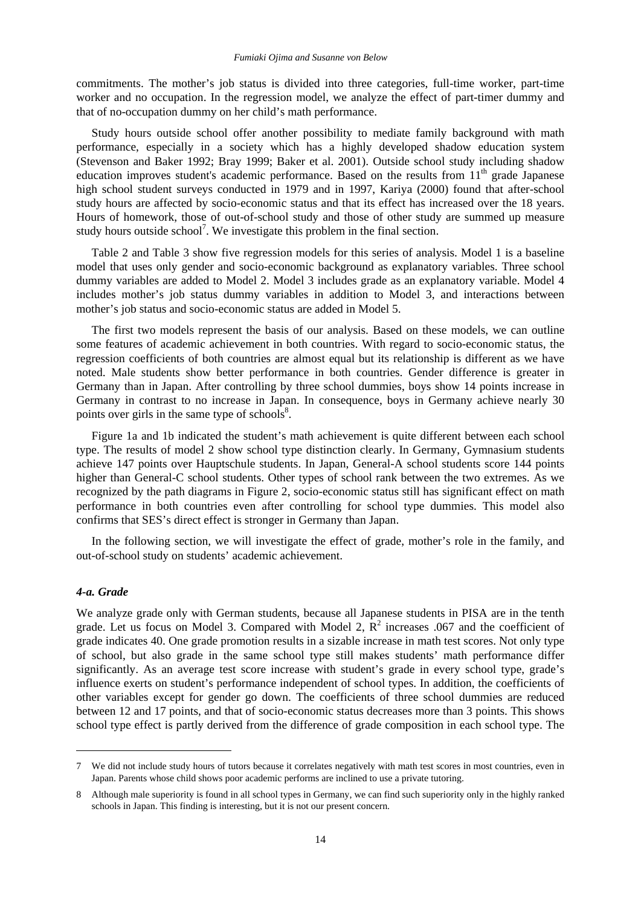commitments. The mother's job status is divided into three categories, full-time worker, part-time worker and no occupation. In the regression model, we analyze the effect of part-timer dummy and that of no-occupation dummy on her child's math performance.

Study hours outside school offer another possibility to mediate family background with math performance, especially in a society which has a highly developed shadow education system (Stevenson and Baker 1992; Bray 1999; Baker et al. 2001). Outside school study including shadow education improves student's academic performance. Based on the results from 11th grade Japanese high school student surveys conducted in 1979 and in 1997, Kariya (2000) found that after-school study hours are affected by socio-economic status and that its effect has increased over the 18 years. Hours of homework, those of out-of-school study and those of other study are summed up measure study hours outside school[7]. We investigate this problem in the final section.

Table 2 and Table 3 show five regression models for this series of analysis. Model 1 is a baseline model that uses only gender and socio-economic background as explanatory variables. Three school dummy variables are added to Model 2. Model 3 includes grade as an explanatory variable. Model 4 includes mother's job status dummy variables in addition to Model 3, and interactions between mother's job status and socio-economic status are added in Model 5.

The first two models represent the basis of our analysis. Based on these models, we can outline some features of academic achievement in both countries. With regard to socio-economic status, the regression coefficients of both countries are almost equal but its relationship is different as we have noted. Male students show better performance in both countries. Gender difference is greater in Germany than in Japan. After controlling by three school dummies, boys show 14 points increase in Germany in contrast to no increase in Japan. In consequence, boys in Germany achieve nearly 30 points over girls in the same type of schools[8].

Figure 1a and 1b indicated the student's math achievement is quite different between each school type. The results of model 2 show school type distinction clearly. In Germany, Gymnasium students achieve 147 points over Hauptschule students. In Japan, General-A school students score 144 points higher than General-C school students. Other types of school rank between the two extremes. As we recognized by the path diagrams in Figure 2, socio-economic status still has significant effect on math performance in both countries even after controlling for school type dummies. This model also confirms that SES's direct effect is stronger in Germany than Japan.

In the following section, we will investigate the effect of grade, mother's role in the family, and out-of-school study on students' academic achievement.

#### *4-a. Grade*

We analyze grade only with German students, because all Japanese students in PISA are in the tenth grade. Let us focus on Model 3. Compared with Model 2, $R^2$ increases .067 and the coefficient of grade indicates 40. One grade promotion results in a sizable increase in math test scores. Not only type of school, but also grade in the same school type still makes students' math performance differ significantly. As an average test score increase with student's grade in every school type, grade's influence exerts on student's performance independent of school types. In addition, the coefficients of other variables except for gender go down. The coefficients of three school dummies are reduced between 12 and 17 points, and that of socio-economic status decreases more than 3 points. This shows school type effect is partly derived from the difference of grade composition in each school type. The

---

7 We did not include study hours of tutors because it correlates negatively with math test scores in most countries, even in Japan. Parents whose child shows poor academic performs are inclined to use a private tutoring.

8 Although male superiority is found in all school types in Germany, we can find such superiority only in the highly ranked schools in Japan. This finding is interesting, but it is not our present concern.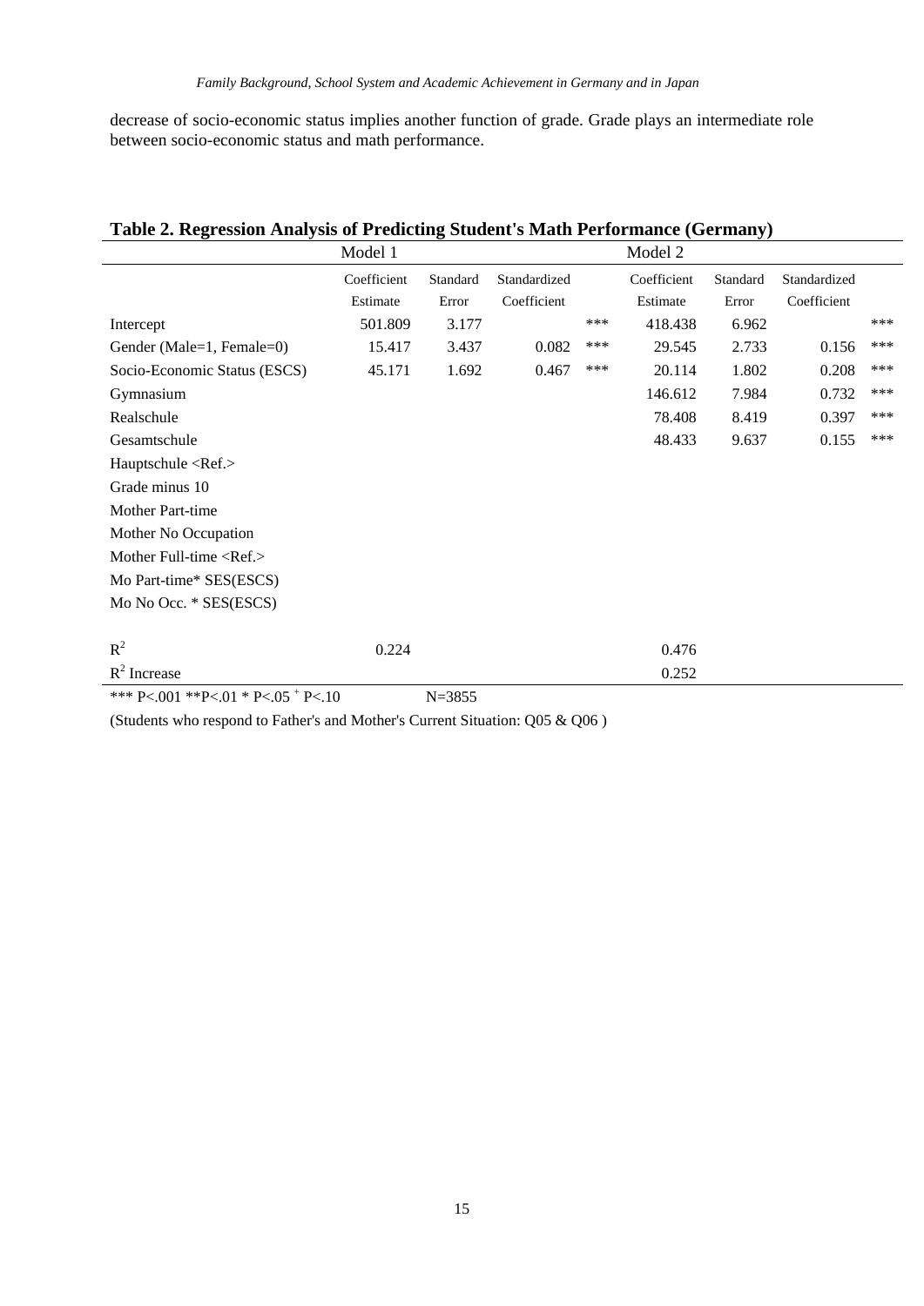decrease of socio-economic status implies another function of grade. Grade plays an intermediate role between socio-economic status and math performance.

**Table 2. Regression Analysis of Predicting Student's Math Performance (Germany)**

| | Model 1 | | | | Model 2 | | | |
|---|---|---|---|---|---|---|---|---|
| | Coefficient Estimate | Standard Error | Standardized Coefficient | | Coefficient Estimate | Standard Error | Standardized Coefficient | |
| Intercept | 501.809 | 3.177 | | *** | 418.438 | 6.962 | | *** |
| Gender (Male=1, Female=0) | 15.417 | 3.437 | 0.082 | *** | 29.545 | 2.733 | 0.156 | *** |
| Socio-Economic Status (ESCS) | 45.171 | 1.692 | 0.467 | *** | 20.114 | 1.802 | 0.208 | *** |
| Gymnasium | | | | | 146.612 | 7.984 | 0.732 | *** |
| Realschule | | | | | 78.408 | 8.419 | 0.397 | *** |
| Gesamtschule | | | | | 48.433 | 9.637 | 0.155 | *** |
| Hauptschule <Ref.> | | | | | | | | |
| Grade minus 10 | | | | | | | | |
| Mother Part-time | | | | | | | | |
| Mother No Occupation | | | | | | | | |
| Mother Full-time <Ref.> | | | | | | | | |
| Mo Part-time* SES(ESCS) | | | | | | | | |
| Mo No Occ. * SES(ESCS) | | | | | | | | |
| $R^2$ | 0.224 | | | | 0.476 | | | |
| $R^2$ Increase | | | | | 0.252 | | | |

*** $P<.001$ ** $P<.01$ * $P<.05$ $^{+}$ $P<.10$ N=3855

(Students who respond to Father's and Mother's Current Situation: Q05 & Q06 )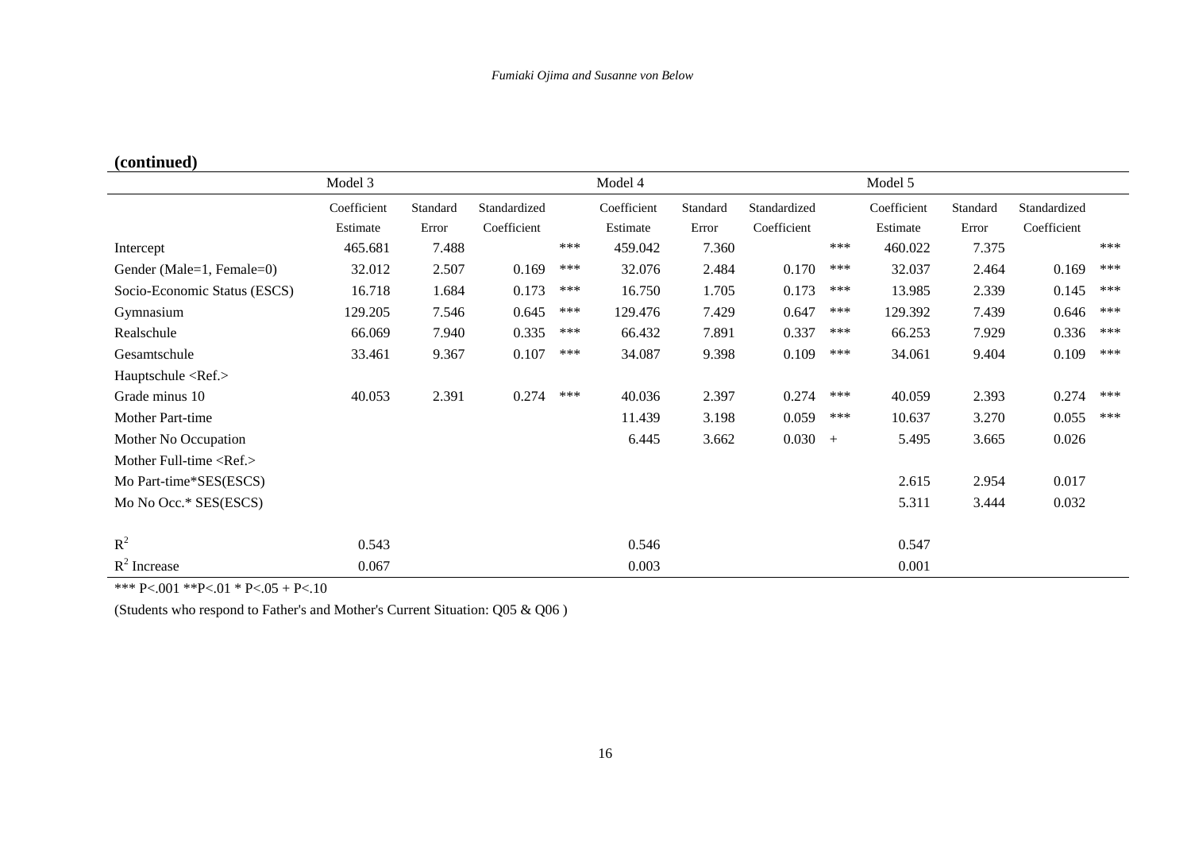**(continued)**

| | Model 3 | | | | Model 4 | | | | Model 5 | | | |
|---|---|---|---|---|---|---|---|---|---|---|---|---|
| | Coefficient Estimate | Standard Error | Standardized Coefficient | | Coefficient Estimate | Standard Error | Standardized Coefficient | | Coefficient Estimate | Standard Error | Standardized Coefficient | |
| Intercept | 465.681 | 7.488 | | *** | 459.042 | 7.360 | | *** | 460.022 | 7.375 | | *** |
| Gender (Male=1, Female=0) | 32.012 | 2.507 | 0.169 | *** | 32.076 | 2.484 | 0.170 | *** | 32.037 | 2.464 | 0.169 | *** |
| Socio-Economic Status (ESCS) | 16.718 | 1.684 | 0.173 | *** | 16.750 | 1.705 | 0.173 | *** | 13.985 | 2.339 | 0.145 | *** |
| Gymnasium | 129.205 | 7.546 | 0.645 | *** | 129.476 | 7.429 | 0.647 | *** | 129.392 | 7.439 | 0.646 | *** |
| Realschule | 66.069 | 7.940 | 0.335 | *** | 66.432 | 7.891 | 0.337 | *** | 66.253 | 7.929 | 0.336 | *** |
| Gesamtschule | 33.461 | 9.367 | 0.107 | *** | 34.087 | 9.398 | 0.109 | *** | 34.061 | 9.404 | 0.109 | *** |
| Hauptschule <Ref.> | | | | | | | | | | | | |
| Grade minus 10 | 40.053 | 2.391 | 0.274 | *** | 40.036 | 2.397 | 0.274 | *** | 40.059 | 2.393 | 0.274 | *** |
| Mother Part-time | | | | | 11.439 | 3.198 | 0.059 | *** | 10.637 | 3.270 | 0.055 | *** |
| Mother No Occupation | | | | | 6.445 | 3.662 | 0.030 | + | 5.495 | 3.665 | 0.026 | |
| Mother Full-time <Ref.> | | | | | | | | | | | | |
| Mo Part-time*SES(ESCS) | | | | | | | | | 2.615 | 2.954 | 0.017 | |
| Mo No Occ.* SES(ESCS) | | | | | | | | | 5.311 | 3.444 | 0.032 | |
| $R^2$ | 0.543 | | | | 0.546 | | | | 0.547 | | | |
| $R^2$ Increase | 0.067 | | | | 0.003 | | | | 0.001 | | | |

*** P<.001 **P<.01 * P<.05 + P<.10

(Students who respond to Father's and Mother's Current Situation: Q05 & Q06 )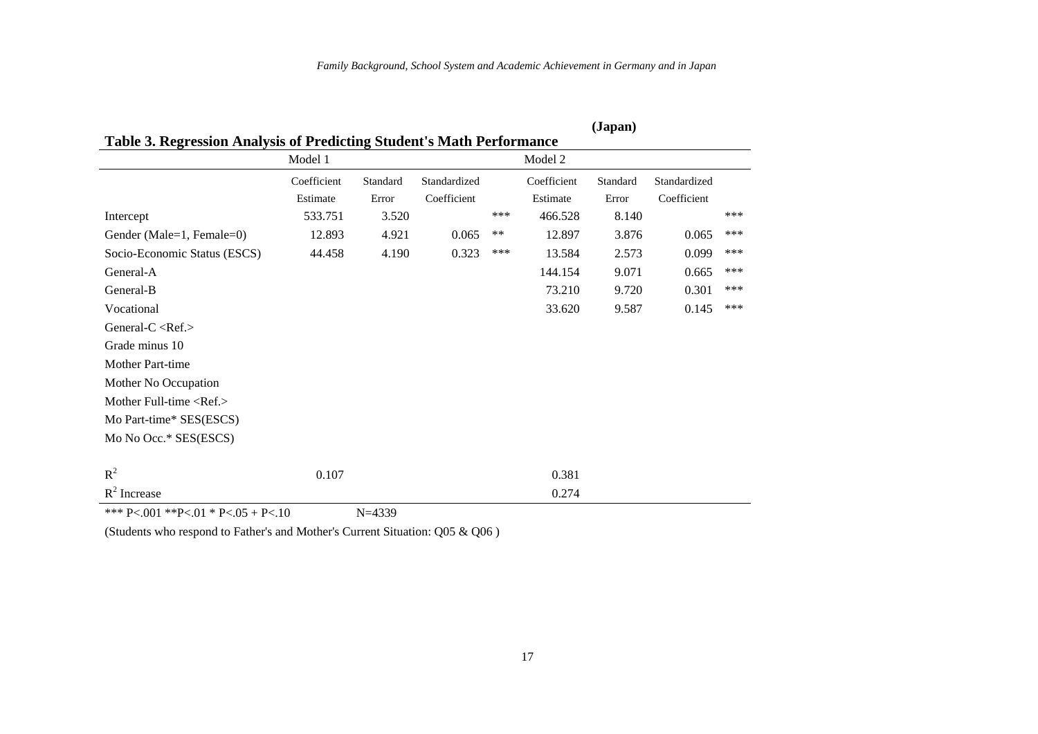**(Japan)**

**Table 3. Regression Analysis of Predicting Student's Math Performance**

| | Model 1 | | | | Model 2 | | | |
|---|---|---|---|---|---|---|---|---|
| | Coefficient Estimate | Standard Error | Standardized Coefficient | | Coefficient Estimate | Standard Error | Standardized Coefficient | |
| Intercept | 533.751 | 3.520 | | *** | 466.528 | 8.140 | | *** |
| Gender (Male=1, Female=0) | 12.893 | 4.921 | 0.065 | ** | 12.897 | 3.876 | 0.065 | *** |
| Socio-Economic Status (ESCS) | 44.458 | 4.190 | 0.323 | *** | 13.584 | 2.573 | 0.099 | *** |
| General-A | | | | | 144.154 | 9.071 | 0.665 | *** |
| General-B | | | | | 73.210 | 9.720 | 0.301 | *** |
| Vocational | | | | | 33.620 | 9.587 | 0.145 | *** |
| General-C <Ref.> | | | | | | | | |
| Grade minus 10 | | | | | | | | |
| Mother Part-time | | | | | | | | |
| Mother No Occupation | | | | | | | | |
| Mother Full-time <Ref.> | | | | | | | | |
| Mo Part-time* SES(ESCS) | | | | | | | | |
| Mo No Occ.* SES(ESCS) | | | | | | | | |
| $R^2$ | 0.107 | | | | 0.381 | | | |
| $R^2$ Increase | | | | | 0.274 | | | |

*** P<.001 **P<.01 * P<.05 + P<.10 N=4339

(Students who respond to Father's and Mother's Current Situation: Q05 & Q06 )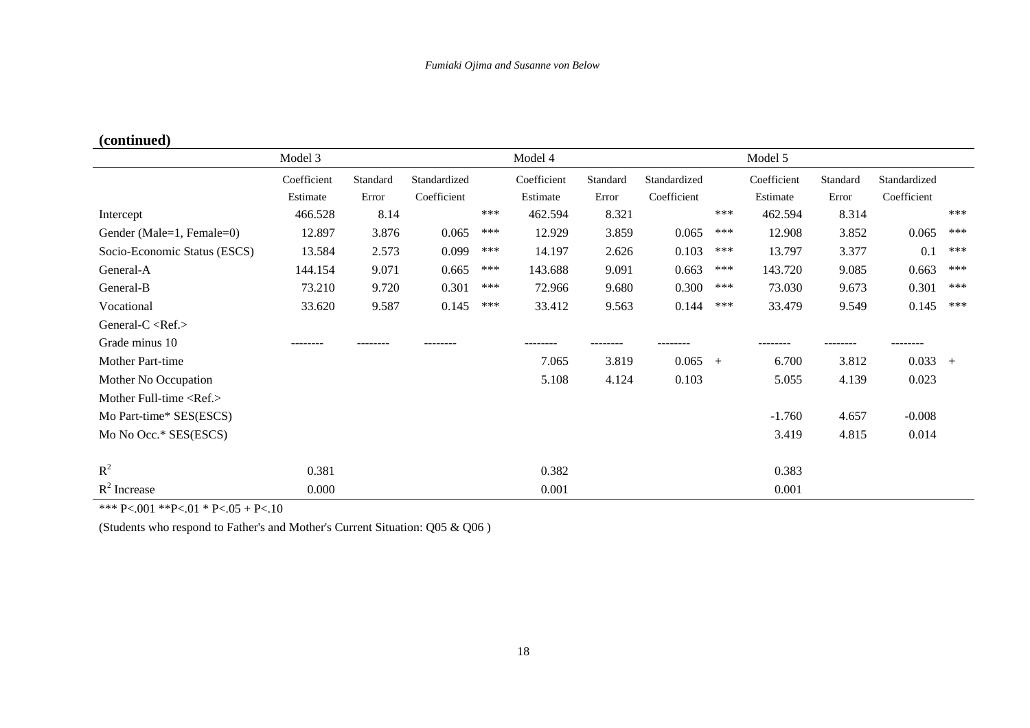**(continued)**

| | Model 3 | | | | Model 4 | | | | Model 5 | | | |
|---|---|---|---|---|---|---|---|---|---|---|---|---|
| | Coefficient Estimate | Standard Error | Standardized Coefficient | | Coefficient Estimate | Standard Error | Standardized Coefficient | | Coefficient Estimate | Standard Error | Standardized Coefficient | |
| Intercept | 466.528 | 8.14 | | *** | 462.594 | 8.321 | | *** | 462.594 | 8.314 | | *** |
| Gender (Male=1, Female=0) | 12.897 | 3.876 | 0.065 | *** | 12.929 | 3.859 | 0.065 | *** | 12.908 | 3.852 | 0.065 | *** |
| Socio-Economic Status (ESCS) | 13.584 | 2.573 | 0.099 | *** | 14.197 | 2.626 | 0.103 | *** | 13.797 | 3.377 | 0.1 | *** |
| General-A | 144.154 | 9.071 | 0.665 | *** | 143.688 | 9.091 | 0.663 | *** | 143.720 | 9.085 | 0.663 | *** |
| General-B | 73.210 | 9.720 | 0.301 | *** | 72.966 | 9.680 | 0.300 | *** | 73.030 | 9.673 | 0.301 | *** |
| Vocational | 33.620 | 9.587 | 0.145 | *** | 33.412 | 9.563 | 0.144 | *** | 33.479 | 9.549 | 0.145 | *** |
| General-C <Ref.> | | | | | | | | | | | | |
| Grade minus 10 | -------- | -------- | -------- | | -------- | -------- | -------- | | -------- | -------- | -------- | |
| Mother Part-time | | | | | 7.065 | 3.819 | 0.065 | + | 6.700 | 3.812 | 0.033 | + |
| Mother No Occupation | | | | | 5.108 | 4.124 | 0.103 | | 5.055 | 4.139 | 0.023 | |
| Mother Full-time <Ref.> | | | | | | | | | | | | |
| Mo Part-time* SES(ESCS) | | | | | | | | | -1.760 | 4.657 | -0.008 | |
| Mo No Occ.* SES(ESCS) | | | | | | | | | 3.419 | 4.815 | 0.014 | |
| $R^2$ | 0.381 | | | | 0.382 | | | | 0.383 | | | |
| $R^2$ Increase | 0.000 | | | | 0.001 | | | | 0.001 | | | |

*** P<.001 **P<.01 * P<.05 + P<.10

(Students who respond to Father's and Mother's Current Situation: Q05 & Q06 )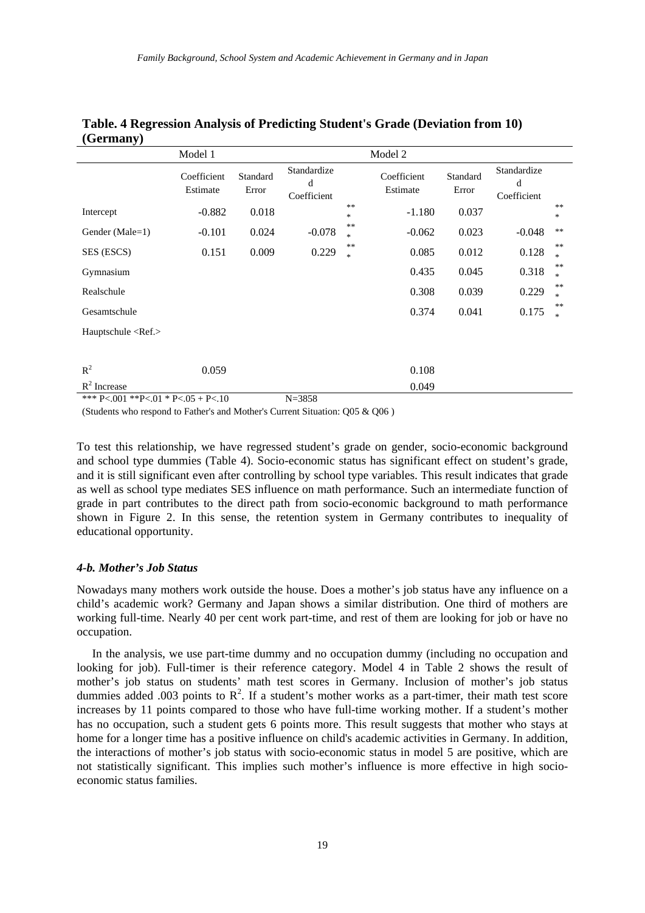**Table. 4 Regression Analysis of Predicting Student's Grade (Deviation from 10) (Germany)**

| | Model 1 | | | | Model 2 | | | |
|---|---|---|---|---|---|---|---|---|
| | Coefficient Estimate | Standard Error | Standardized Coefficient | | Coefficient Estimate | Standard Error | Standardized Coefficient | |
| Intercept | -0.882 | 0.018 | | *** | -1.180 | 0.037 | | *** |
| Gender (Male=1) | -0.101 | 0.024 | -0.078 | *** | -0.062 | 0.023 | -0.048 | ** |
| SES (ESCS) | 0.151 | 0.009 | 0.229 | *** | 0.085 | 0.012 | 0.128 | *** |
| Gymnasium | | | | | 0.435 | 0.045 | 0.318 | *** |
| Realschule | | | | | 0.308 | 0.039 | 0.229 | *** |
| Gesamtschule | | | | | 0.374 | 0.041 | 0.175 | *** |
| Hauptschule <Ref.> | | | | | | | | |
| $R^2$ | 0.059 | | | | 0.108 | | | |
| $R^2$ Increase | | | | | 0.049 | | | |

*** P<.001 **P<.01 * P<.05 + P<.10 N=3858

(Students who respond to Father's and Mother's Current Situation: Q05 & Q06 )

To test this relationship, we have regressed student's grade on gender, socio-economic background and school type dummies (Table 4). Socio-economic status has significant effect on student's grade, and it is still significant even after controlling by school type variables. This result indicates that grade as well as school type mediates SES influence on math performance. Such an intermediate function of grade in part contributes to the direct path from socio-economic background to math performance shown in Figure 2. In this sense, the retention system in Germany contributes to inequality of educational opportunity.

#### *4-b. Mother's Job Status*

Nowadays many mothers work outside the house. Does a mother's job status have any influence on a child's academic work? Germany and Japan shows a similar distribution. One third of mothers are working full-time. Nearly 40 per cent work part-time, and rest of them are looking for job or have no occupation.

In the analysis, we use part-time dummy and no occupation dummy (including no occupation and looking for job). Full-timer is their reference category. Model 4 in Table 2 shows the result of mother's job status on students' math test scores in Germany. Inclusion of mother's job status dummies added .003 points to $R^2$. If a student's mother works as a part-timer, their math test score increases by 11 points compared to those who have full-time working mother. If a student's mother has no occupation, such a student gets 6 points more. This result suggests that mother who stays at home for a longer time has a positive influence on child's academic activities in Germany. In addition, the interactions of mother's job status with socio-economic status in model 5 are positive, which are not statistically significant. This implies such mother's influence is more effective in high socio-economic status families.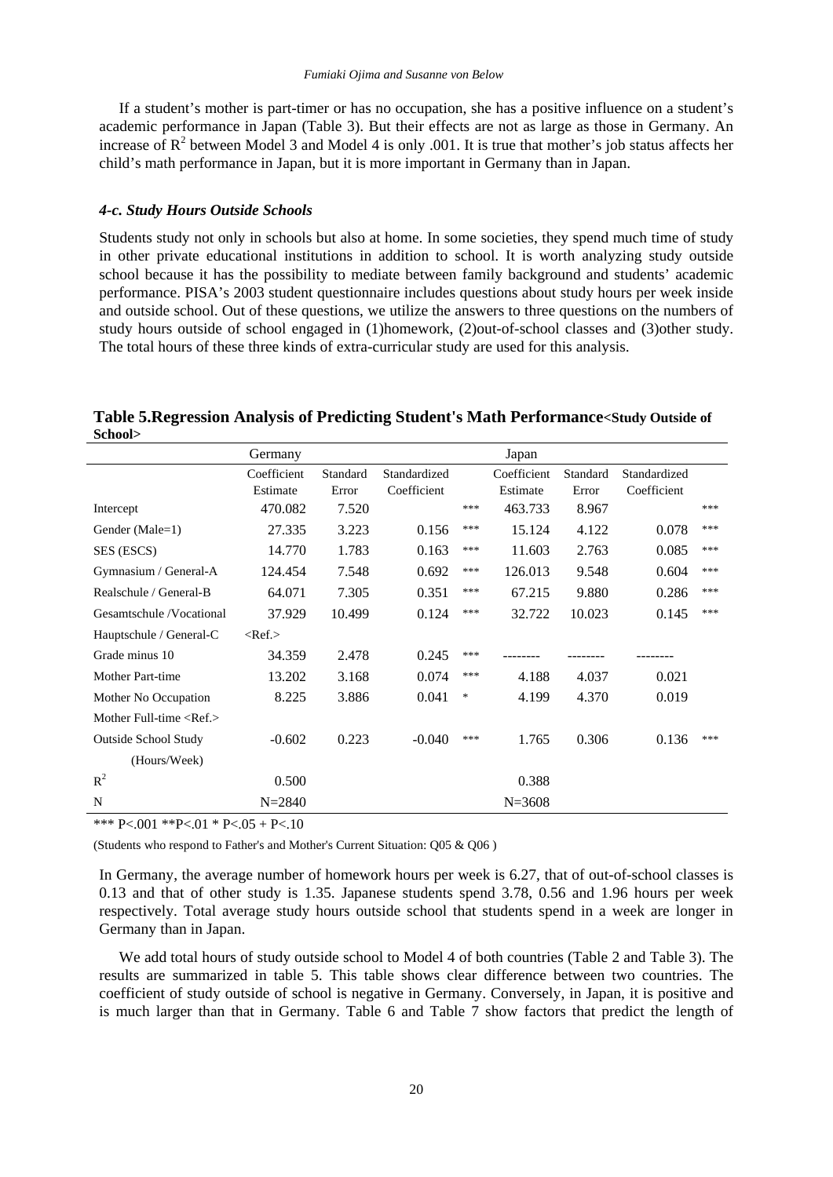If a student's mother is part-timer or has no occupation, she has a positive influence on a student's academic performance in Japan (Table 3). But their effects are not as large as those in Germany. An increase of $R^2$ between Model 3 and Model 4 is only .001. It is true that mother's job status affects her child's math performance in Japan, but it is more important in Germany than in Japan.

#### *4-c. Study Hours Outside Schools*

Students study not only in schools but also at home. In some societies, they spend much time of study in other private educational institutions in addition to school. It is worth analyzing study outside school because it has the possibility to mediate between family background and students' academic performance. PISA's 2003 student questionnaire includes questions about study hours per week inside and outside school. Out of these questions, we utilize the answers to three questions on the numbers of study hours outside of school engaged in (1)homework, (2)out-of-school classes and (3)other study. The total hours of these three kinds of extra-curricular study are used for this analysis.

**Table 5.Regression Analysis of Predicting Student's Math Performance<Study Outside of School>**

| | Germany | | | | Japan | | | |
|---|---|---|---|---|---|---|---|---|
| | Coefficient Estimate | Standard Error | Standardized Coefficient | | Coefficient Estimate | Standard Error | Standardized Coefficient | |
| Intercept | 470.082 | 7.520 | | *** | 463.733 | 8.967 | | *** |
| Gender (Male=1) | 27.335 | 3.223 | 0.156 | *** | 15.124 | 4.122 | 0.078 | *** |
| SES (ESCS) | 14.770 | 1.783 | 0.163 | *** | 11.603 | 2.763 | 0.085 | *** |
| Gymnasium / General-A | 124.454 | 7.548 | 0.692 | *** | 126.013 | 9.548 | 0.604 | *** |
| Realschule / General-B | 64.071 | 7.305 | 0.351 | *** | 67.215 | 9.880 | 0.286 | *** |
| Gesamtschule /Vocational | 37.929 | 10.499 | 0.124 | *** | 32.722 | 10.023 | 0.145 | *** |
| Hauptschule / General-C | <Ref.> | | | | | | | |
| Grade minus 10 | 34.359 | 2.478 | 0.245 | *** | -------- | -------- | -------- | |
| Mother Part-time | 13.202 | 3.168 | 0.074 | *** | 4.188 | 4.037 | 0.021 | |
| Mother No Occupation | 8.225 | 3.886 | 0.041 | * | 4.199 | 4.370 | 0.019 | |
| Mother Full-time <Ref.> | | | | | | | | |
| Outside School Study (Hours/Week) | -0.602 | 0.223 | -0.040 | *** | 1.765 | 0.306 | 0.136 | *** |
| $R^2$ | 0.500 | | | | 0.388 | | | |
| N | N=2840 | | | | N=3608 | | | |

*** P<.001 **P<.01 * P<.05 + P<.10

(Students who respond to Father's and Mother's Current Situation: Q05 & Q06 )

In Germany, the average number of homework hours per week is 6.27, that of out-of-school classes is 0.13 and that of other study is 1.35. Japanese students spend 3.78, 0.56 and 1.96 hours per week respectively. Total average study hours outside school that students spend in a week are longer in Germany than in Japan.

We add total hours of study outside school to Model 4 of both countries (Table 2 and Table 3). The results are summarized in table 5. This table shows clear difference between two countries. The coefficient of study outside of school is negative in Germany. Conversely, in Japan, it is positive and is much larger than that in Germany. Table 6 and Table 7 show factors that predict the length of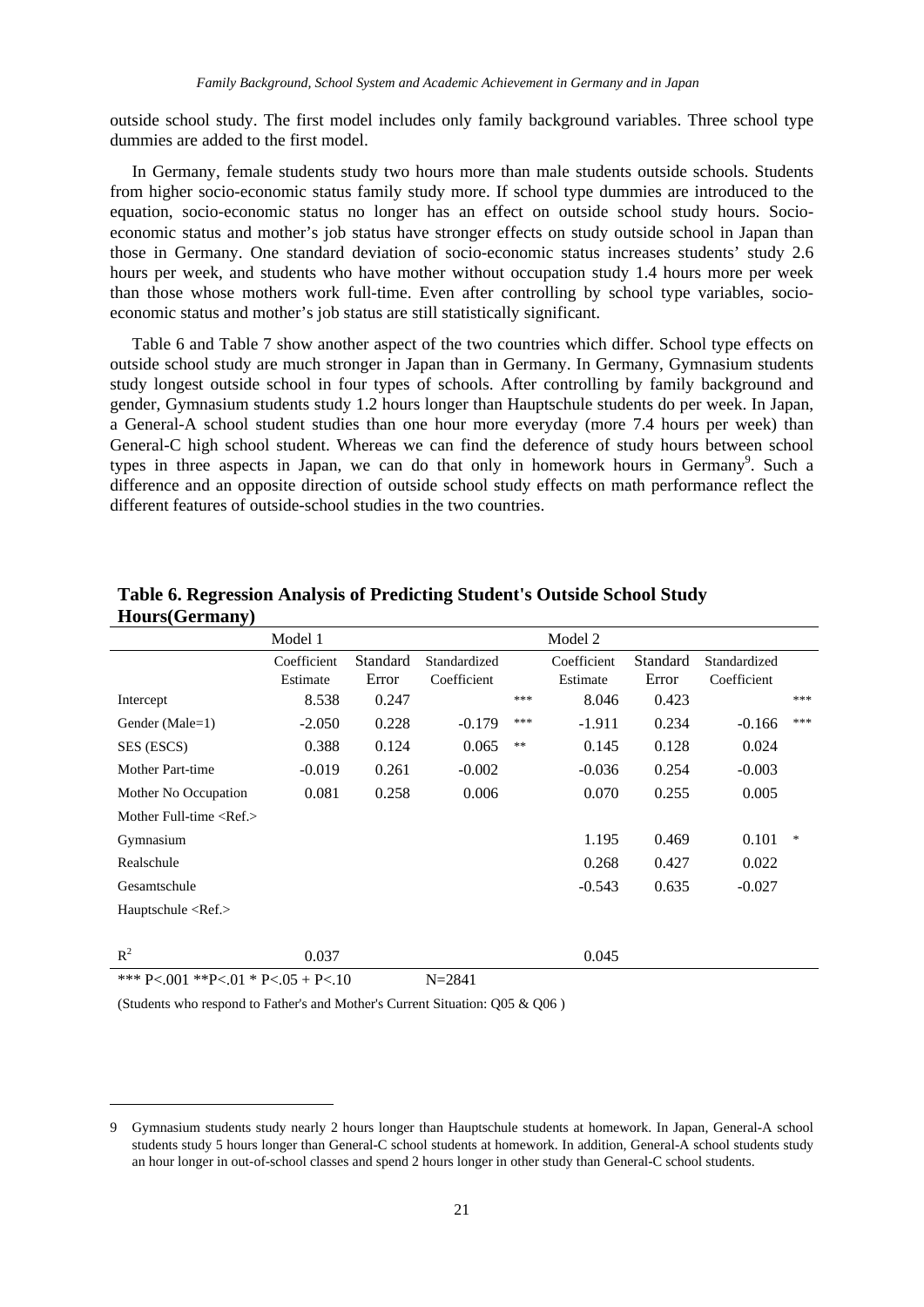outside school study. The first model includes only family background variables. Three school type dummies are added to the first model.

In Germany, female students study two hours more than male students outside schools. Students from higher socio-economic status family study more. If school type dummies are introduced to the equation, socio-economic status no longer has an effect on outside school study hours. Socio-economic status and mother's job status have stronger effects on study outside school in Japan than those in Germany. One standard deviation of socio-economic status increases students' study 2.6 hours per week, and students who have mother without occupation study 1.4 hours more per week than those whose mothers work full-time. Even after controlling by school type variables, socio-economic status and mother's job status are still statistically significant.

Table 6 and Table 7 show another aspect of the two countries which differ. School type effects on outside school study are much stronger in Japan than in Germany. In Germany, Gymnasium students study longest outside school in four types of schools. After controlling by family background and gender, Gymnasium students study 1.2 hours longer than Hauptschule students do per week. In Japan, a General-A school student studies than one hour more everyday (more 7.4 hours per week) than General-C high school student. Whereas we can find the deference of study hours between school types in three aspects in Japan, we can do that only in homework hours in Germany[9]. Such a difference and an opposite direction of outside school study effects on math performance reflect the different features of outside-school studies in the two countries.

**Table 6. Regression Analysis of Predicting Student's Outside School Study Hours(Germany)**

| | Model 1 | | | | Model 2 | | | |
|---|---|---|---|---|---|---|---|---|
| | Coefficient Estimate | Standard Error | Standardized Coefficient | | Coefficient Estimate | Standard Error | Standardized Coefficient | |
| Intercept | 8.538 | 0.247 | | *** | 8.046 | 0.423 | | *** |
| Gender (Male=1) | -2.050 | 0.228 | -0.179 | *** | -1.911 | 0.234 | -0.166 | *** |
| SES (ESCS) | 0.388 | 0.124 | 0.065 | ** | 0.145 | 0.128 | 0.024 | |
| Mother Part-time | -0.019 | 0.261 | -0.002 | | -0.036 | 0.254 | -0.003 | |
| Mother No Occupation | 0.081 | 0.258 | 0.006 | | 0.070 | 0.255 | 0.005 | |
| Mother Full-time <Ref.> | | | | | | | | |
| Gymnasium | | | | | 1.195 | 0.469 | 0.101 | * |
| Realschule | | | | | 0.268 | 0.427 | 0.022 | |
| Gesamtschule | | | | | -0.543 | 0.635 | -0.027 | |
| Hauptschule <Ref.> | | | | | | | | |
| $R^2$ | 0.037 | | | | 0.045 | | | |

*** P<.001 **P<.01 * P<.05 + P<.10    N=2841

(Students who respond to Father's and Mother's Current Situation: Q05 & Q06 )

9 Gymnasium students study nearly 2 hours longer than Hauptschule students at homework. In Japan, General-A school students study 5 hours longer than General-C school students at homework. In addition, General-A school students study an hour longer in out-of-school classes and spend 2 hours longer in other study than General-C school students.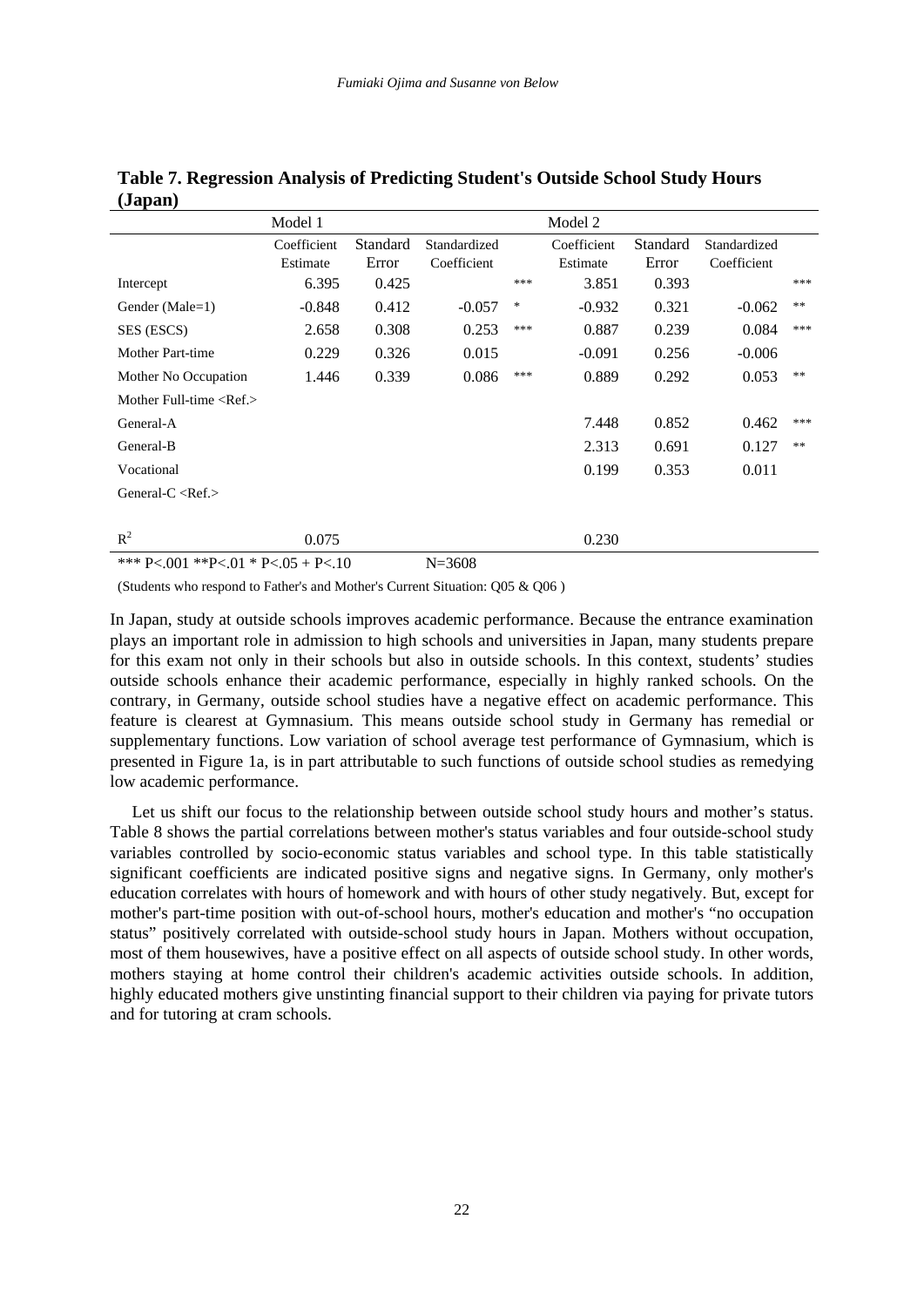**Table 7. Regression Analysis of Predicting Student's Outside School Study Hours (Japan)**

| | Model 1 | | | | Model 2 | | | |
|---|---|---|---|---|---|---|---|---|
| | Coefficient Estimate | Standard Error | Standardized Coefficient | | Coefficient Estimate | Standard Error | Standardized Coefficient | |
| Intercept | 6.395 | 0.425 | | *** | 3.851 | 0.393 | | *** |
| Gender (Male=1) | -0.848 | 0.412 | -0.057 | * | -0.932 | 0.321 | -0.062 | ** |
| SES (ESCS) | 2.658 | 0.308 | 0.253 | *** | 0.887 | 0.239 | 0.084 | *** |
| Mother Part-time | 0.229 | 0.326 | 0.015 | | -0.091 | 0.256 | -0.006 | |
| Mother No Occupation | 1.446 | 0.339 | 0.086 | *** | 0.889 | 0.292 | 0.053 | ** |
| Mother Full-time <Ref.> | | | | | | | | |
| General-A | | | | | 7.448 | 0.852 | 0.462 | *** |
| General-B | | | | | 2.313 | 0.691 | 0.127 | ** |
| Vocational | | | | | 0.199 | 0.353 | 0.011 | |
| General-C <Ref.> | | | | | | | | |
| $R^2$ | 0.075 | | | | 0.230 | | | |

*** P<.001 **P<.01 * P<.05 + P<.10 N=3608

(Students who respond to Father's and Mother's Current Situation: Q05 & Q06 )

In Japan, study at outside schools improves academic performance. Because the entrance examination plays an important role in admission to high schools and universities in Japan, many students prepare for this exam not only in their schools but also in outside schools. In this context, students' studies outside schools enhance their academic performance, especially in highly ranked schools. On the contrary, in Germany, outside school studies have a negative effect on academic performance. This feature is clearest at Gymnasium. This means outside school study in Germany has remedial or supplementary functions. Low variation of school average test performance of Gymnasium, which is presented in Figure 1a, is in part attributable to such functions of outside school studies as remedying low academic performance.

Let us shift our focus to the relationship between outside school study hours and mother's status. Table 8 shows the partial correlations between mother's status variables and four outside-school study variables controlled by socio-economic status variables and school type. In this table statistically significant coefficients are indicated positive signs and negative signs. In Germany, only mother's education correlates with hours of homework and with hours of other study negatively. But, except for mother's part-time position with out-of-school hours, mother's education and mother's "no occupation status" positively correlated with outside-school study hours in Japan. Mothers without occupation, most of them housewives, have a positive effect on all aspects of outside school study. In other words, mothers staying at home control their children's academic activities outside schools. In addition, highly educated mothers give unstinting financial support to their children via paying for private tutors and for tutoring at cram schools.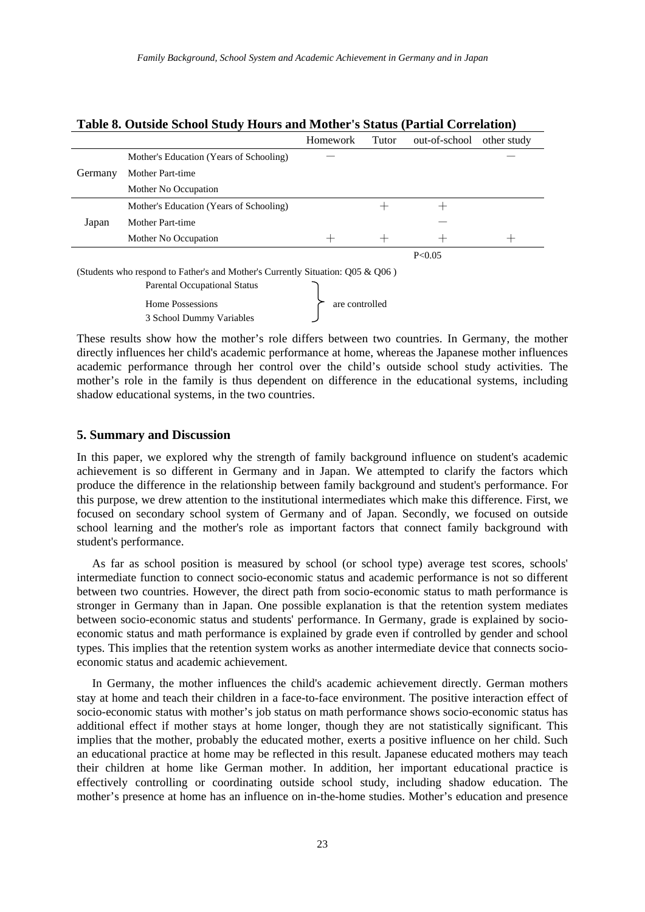**Table 8. Outside School Study Hours and Mother's Status (Partial Correlation)**

| | | Homework | Tutor | out-of-school | other study |
|---|---|---|---|---|---|
| Germany | Mother's Education (Years of Schooling) | － | | | － |
| | Mother Part-time | | | | |
| | Mother No Occupation | | | | |
| Japan | Mother's Education (Years of Schooling) | | ＋ | ＋ | |
| | Mother Part-time | | | － | |
| | Mother No Occupation | ＋ | ＋ | ＋ | ＋ |
| | | | | P<0.05 | |

(Students who respond to Father's and Mother's Currently Situation: Q05 & Q06 )

Parental Occupational Status
Home Possessions
3 School Dummy Variables
} are controlled

These results show how the mother's role differs between two countries. In Germany, the mother directly influences her child's academic performance at home, whereas the Japanese mother influences academic performance through her control over the child's outside school study activities. The mother's role in the family is thus dependent on difference in the educational systems, including shadow educational systems, in the two countries.

## 5. Summary and Discussion

In this paper, we explored why the strength of family background influence on student's academic achievement is so different in Germany and in Japan. We attempted to clarify the factors which produce the difference in the relationship between family background and student's performance. For this purpose, we drew attention to the institutional intermediates which make this difference. First, we focused on secondary school system of Germany and of Japan. Secondly, we focused on outside school learning and the mother's role as important factors that connect family background with student's performance.

As far as school position is measured by school (or school type) average test scores, schools' intermediate function to connect socio-economic status and academic performance is not so different between two countries. However, the direct path from socio-economic status to math performance is stronger in Germany than in Japan. One possible explanation is that the retention system mediates between socio-economic status and students' performance. In Germany, grade is explained by socio-economic status and math performance is explained by grade even if controlled by gender and school types. This implies that the retention system works as another intermediate device that connects socio-economic status and academic achievement.

In Germany, the mother influences the child's academic achievement directly. German mothers stay at home and teach their children in a face-to-face environment. The positive interaction effect of socio-economic status with mother's job status on math performance shows socio-economic status has additional effect if mother stays at home longer, though they are not statistically significant. This implies that the mother, probably the educated mother, exerts a positive influence on her child. Such an educational practice at home may be reflected in this result. Japanese educated mothers may teach their children at home like German mother. In addition, her important educational practice is effectively controlling or coordinating outside school study, including shadow education. The mother's presence at home has an influence on in-the-home studies. Mother's education and presence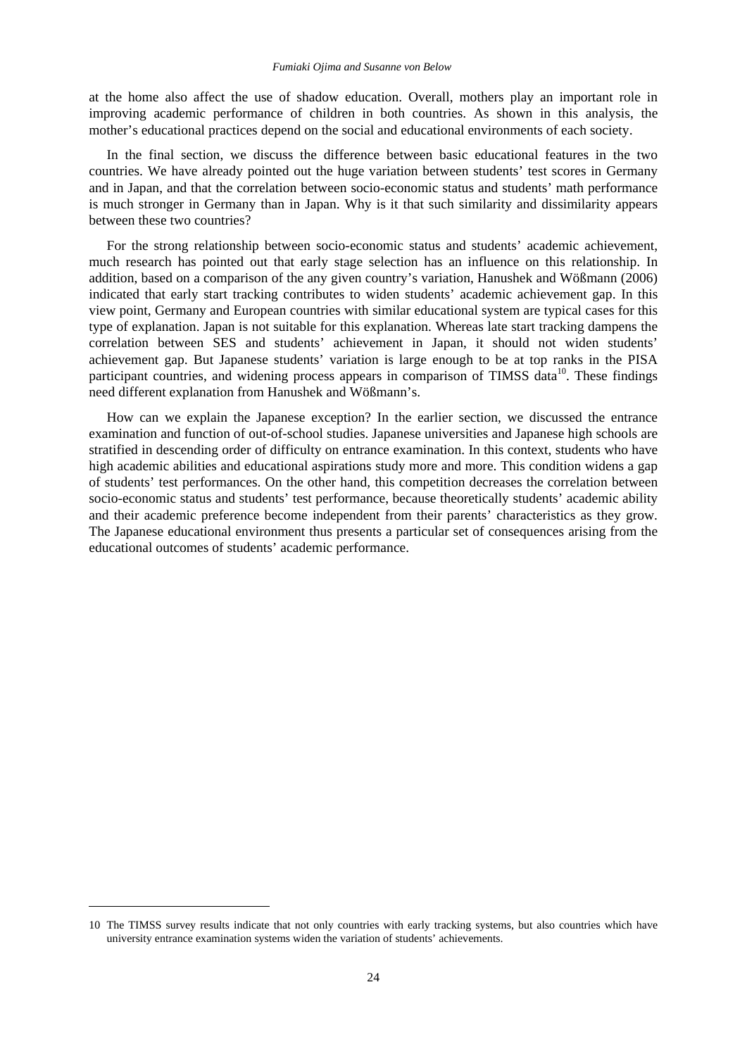at the home also affect the use of shadow education. Overall, mothers play an important role in improving academic performance of children in both countries. As shown in this analysis, the mother's educational practices depend on the social and educational environments of each society.

In the final section, we discuss the difference between basic educational features in the two countries. We have already pointed out the huge variation between students' test scores in Germany and in Japan, and that the correlation between socio-economic status and students' math performance is much stronger in Germany than in Japan. Why is it that such similarity and dissimilarity appears between these two countries?

For the strong relationship between socio-economic status and students' academic achievement, much research has pointed out that early stage selection has an influence on this relationship. In addition, based on a comparison of the any given country's variation, Hanushek and Wößmann (2006) indicated that early start tracking contributes to widen students' academic achievement gap. In this view point, Germany and European countries with similar educational system are typical cases for this type of explanation. Japan is not suitable for this explanation. Whereas late start tracking dampens the correlation between SES and students' achievement in Japan, it should not widen students' achievement gap. But Japanese students' variation is large enough to be at top ranks in the PISA participant countries, and widening process appears in comparison of TIMSS data[10]. These findings need different explanation from Hanushek and Wößmann's.

How can we explain the Japanese exception? In the earlier section, we discussed the entrance examination and function of out-of-school studies. Japanese universities and Japanese high schools are stratified in descending order of difficulty on entrance examination. In this context, students who have high academic abilities and educational aspirations study more and more. This condition widens a gap of students' test performances. On the other hand, this competition decreases the correlation between socio-economic status and students' test performance, because theoretically students' academic ability and their academic preference become independent from their parents' characteristics as they grow. The Japanese educational environment thus presents a particular set of consequences arising from the educational outcomes of students' academic performance.

---

10 The TIMSS survey results indicate that not only countries with early tracking systems, but also countries which have university entrance examination systems widen the variation of students' achievements.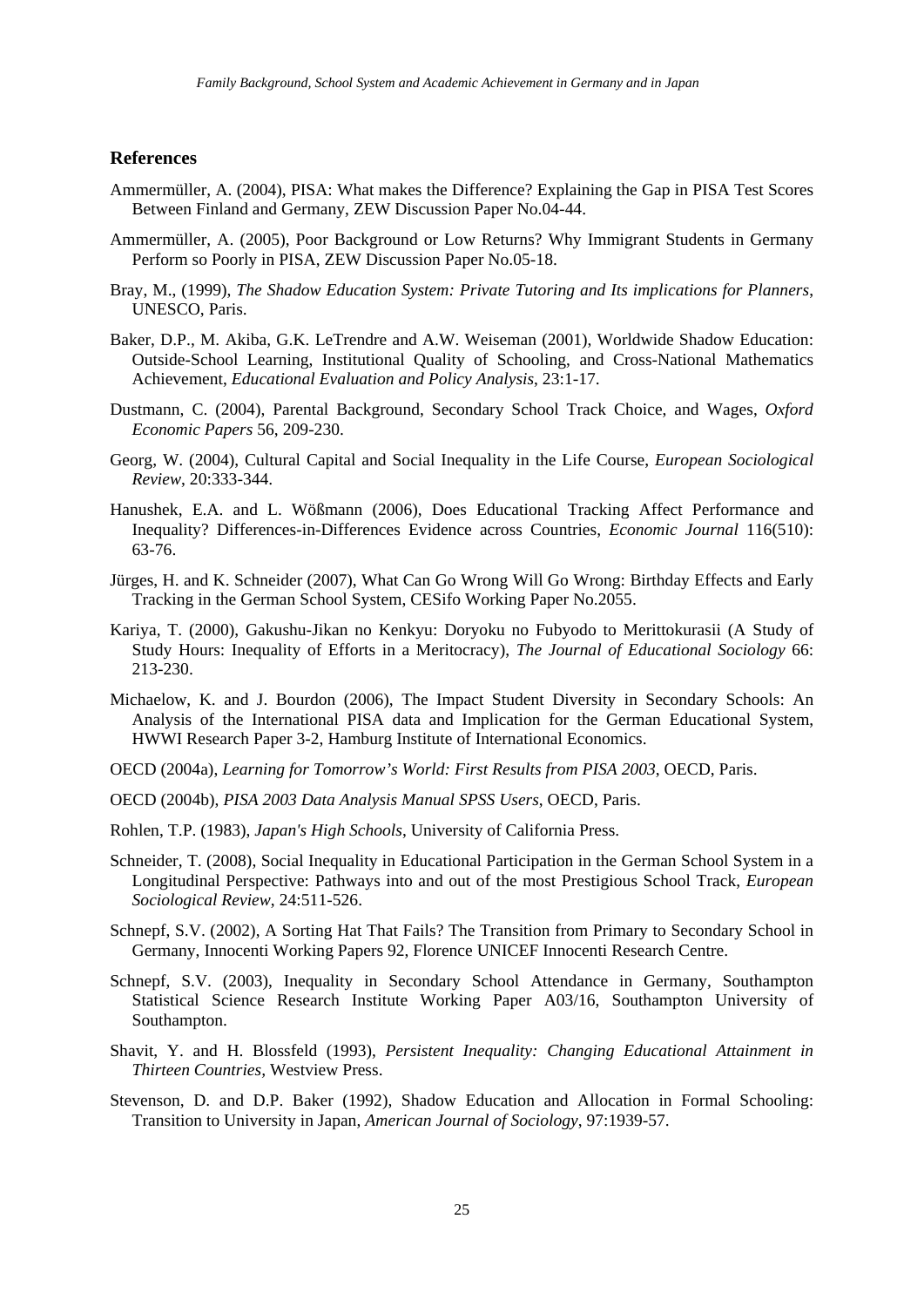## References

Ammermüller, A. (2004), PISA: What makes the Difference? Explaining the Gap in PISA Test Scores Between Finland and Germany, ZEW Discussion Paper No.04-44.

Ammermüller, A. (2005), Poor Background or Low Returns? Why Immigrant Students in Germany Perform so Poorly in PISA, ZEW Discussion Paper No.05-18.

Bray, M., (1999), *The Shadow Education System: Private Tutoring and Its implications for Planners*, UNESCO, Paris.

Baker, D.P., M. Akiba, G.K. LeTrendre and A.W. Weiseman (2001), Worldwide Shadow Education: Outside-School Learning, Institutional Quality of Schooling, and Cross-National Mathematics Achievement, *Educational Evaluation and Policy Analysis*, 23:1-17.

Dustmann, C. (2004), Parental Background, Secondary School Track Choice, and Wages, *Oxford Economic Papers* 56, 209-230.

Georg, W. (2004), Cultural Capital and Social Inequality in the Life Course, *European Sociological Review*, 20:333-344.

Hanushek, E.A. and L. Wößmann (2006), Does Educational Tracking Affect Performance and Inequality? Differences-in-Differences Evidence across Countries, *Economic Journal* 116(510): 63-76.

Jürges, H. and K. Schneider (2007), What Can Go Wrong Will Go Wrong: Birthday Effects and Early Tracking in the German School System, CESifo Working Paper No.2055.

Kariya, T. (2000), Gakushu-Jikan no Kenkyu: Doryoku no Fubyodo to Merittokurasii (A Study of Study Hours: Inequality of Efforts in a Meritocracy), *The Journal of Educational Sociology* 66: 213-230.

Michaelow, K. and J. Bourdon (2006), The Impact Student Diversity in Secondary Schools: An Analysis of the International PISA data and Implication for the German Educational System, HWWI Research Paper 3-2, Hamburg Institute of International Economics.

OECD (2004a), *Learning for Tomorrow's World: First Results from PISA 2003*, OECD, Paris.

OECD (2004b), *PISA 2003 Data Analysis Manual SPSS Users*, OECD, Paris.

Rohlen, T.P. (1983), *Japan's High Schools*, University of California Press.

Schneider, T. (2008), Social Inequality in Educational Participation in the German School System in a Longitudinal Perspective: Pathways into and out of the most Prestigious School Track, *European Sociological Review*, 24:511-526.

Schnepf, S.V. (2002), A Sorting Hat That Fails? The Transition from Primary to Secondary School in Germany, Innocenti Working Papers 92, Florence UNICEF Innocenti Research Centre.

Schnepf, S.V. (2003), Inequality in Secondary School Attendance in Germany, Southampton Statistical Science Research Institute Working Paper A03/16, Southampton University of Southampton.

Shavit, Y. and H. Blossfeld (1993), *Persistent Inequality: Changing Educational Attainment in Thirteen Countries*, Westview Press.

Stevenson, D. and D.P. Baker (1992), Shadow Education and Allocation in Formal Schooling: Transition to University in Japan, *American Journal of Sociology*, 97:1939-57.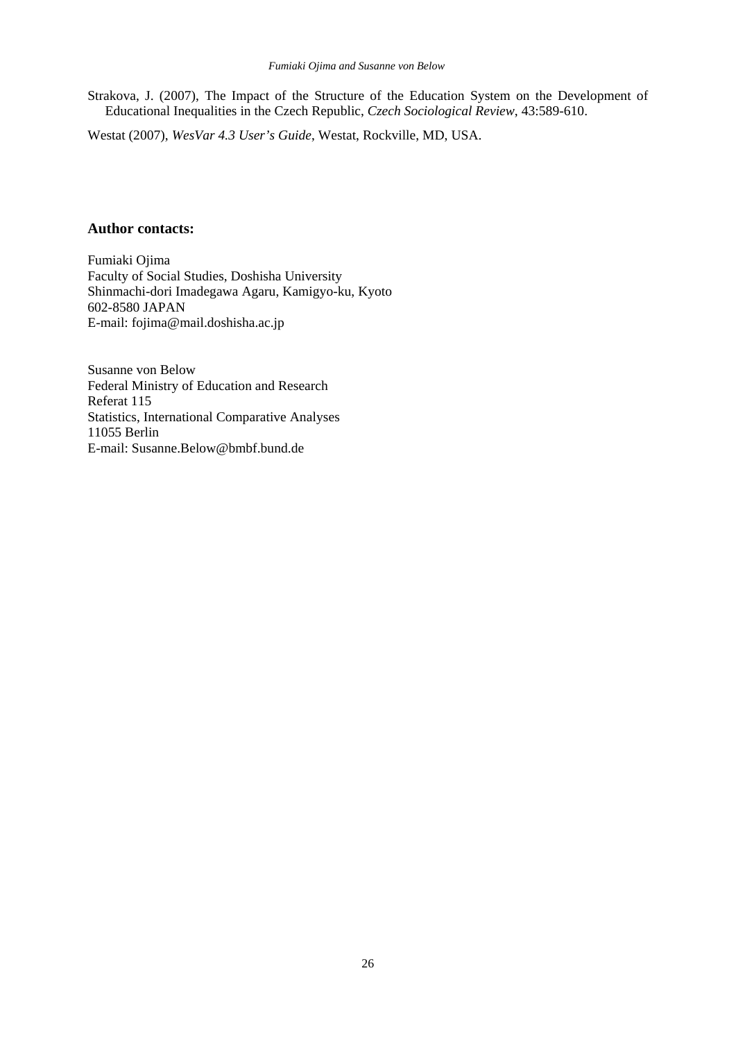Strakova, J. (2007), The Impact of the Structure of the Education System on the Development of Educational Inequalities in the Czech Republic, *Czech Sociological Review*, 43:589-610.

Westat (2007), *WesVar 4.3 User's Guide*, Westat, Rockville, MD, USA.

### Author contacts:

Fumiaki Ojima
Faculty of Social Studies, Doshisha University
Shinmachi-dori Imadegawa Agaru, Kamigyo-ku, Kyoto
602-8580 JAPAN
E-mail: fojima@mail.doshisha.ac.jp

Susanne von Below
Federal Ministry of Education and Research
Referat 115
Statistics, International Comparative Analyses
11055 Berlin
E-mail: Susanne.Below@bmbf.bund.de